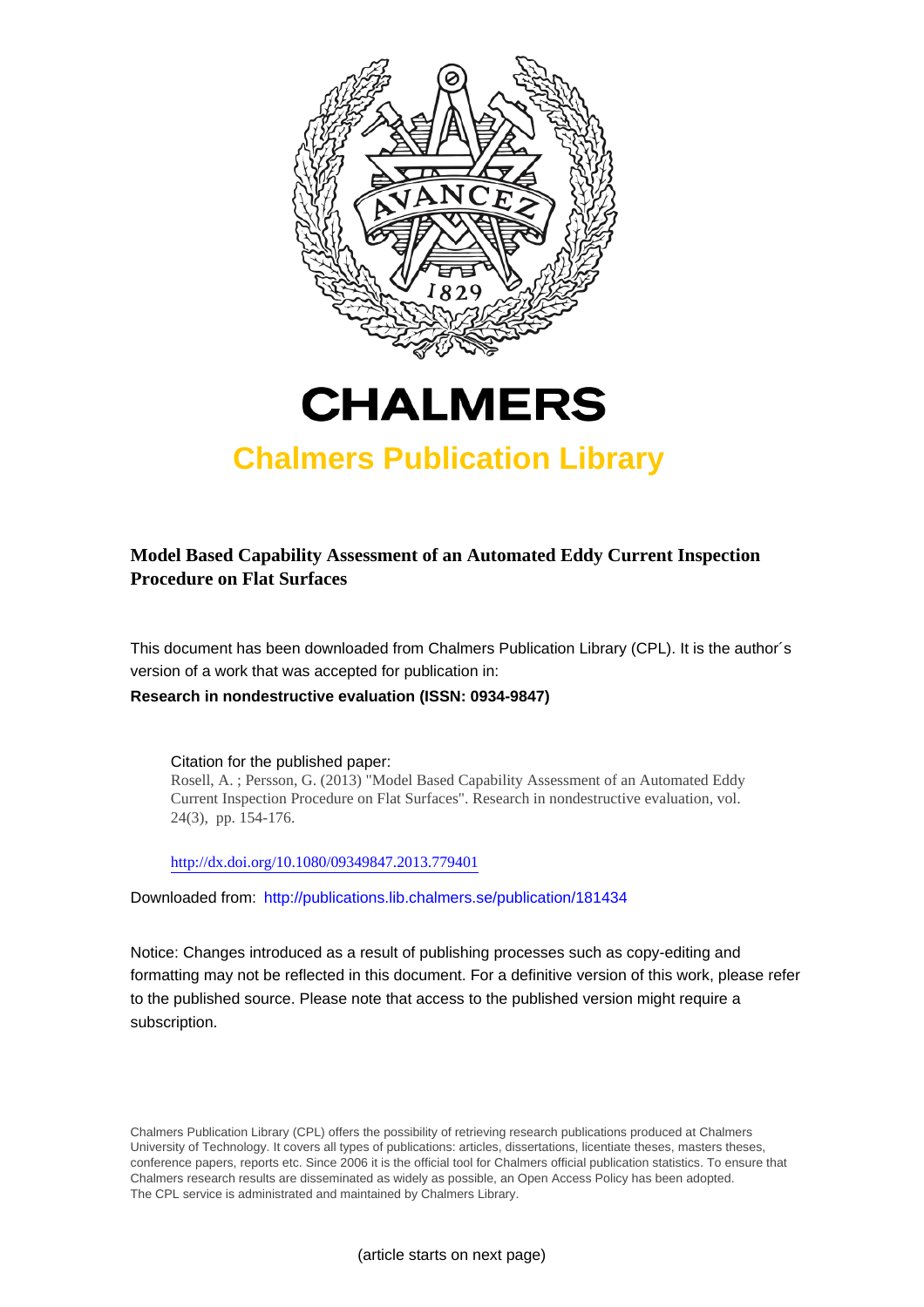# CHALMERS

## Chalmers Publication Library

**Model Based Capability Assessment of an Automated Eddy Current Inspection Procedure on Flat Surfaces**

This document has been downloaded from Chalmers Publication Library (CPL). It is the author´s version of a work that was accepted for publication in:

**Research in nondestructive evaluation (ISSN: 0934-9847)**

Citation for the published paper:
Rosell, A. ; Persson, G. (2013) "Model Based Capability Assessment of an Automated Eddy Current Inspection Procedure on Flat Surfaces". Research in nondestructive evaluation, vol. 24(3), pp. 154-176.

http://dx.doi.org/10.1080/09349847.2013.779401

Downloaded from: http://publications.lib.chalmers.se/publication/181434

Notice: Changes introduced as a result of publishing processes such as copy-editing and formatting may not be reflected in this document. For a definitive version of this work, please refer to the published source. Please note that access to the published version might require a subscription.

Chalmers Publication Library (CPL) offers the possibility of retrieving research publications produced at Chalmers University of Technology. It covers all types of publications: articles, dissertations, licentiate theses, masters theses, conference papers, reports etc. Since 2006 it is the official tool for Chalmers official publication statistics. To ensure that Chalmers research results are disseminated as widely as possible, an Open Access Policy has been adopted. The CPL service is administrated and maintained by Chalmers Library.

(article starts on next page)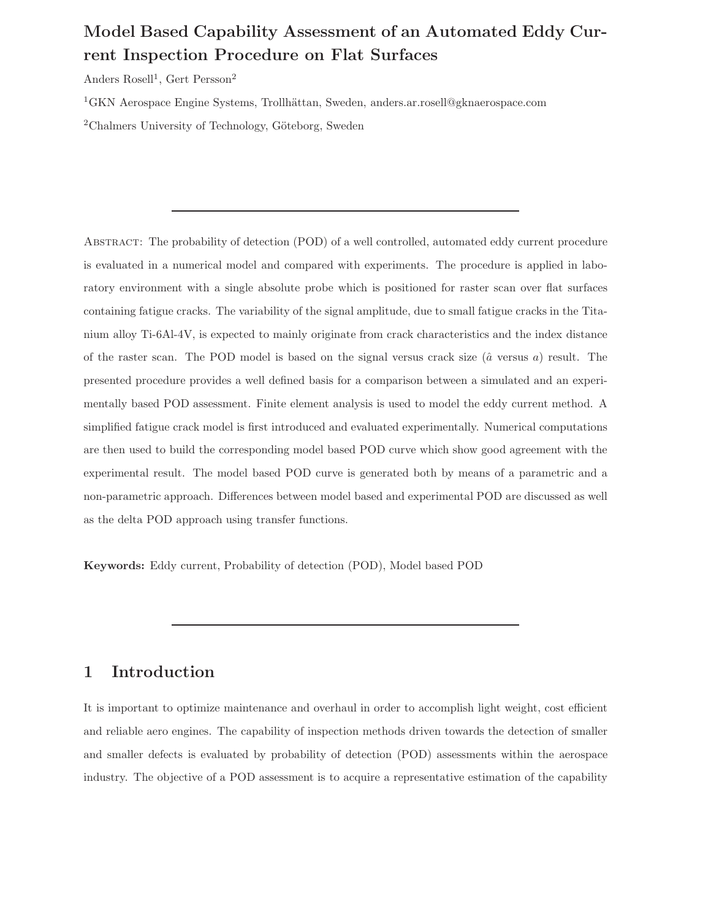# Model Based Capability Assessment of an Automated Eddy Current Inspection Procedure on Flat Surfaces

Anders Rosell[1], Gert Persson[2]

[1]GKN Aerospace Engine Systems, Trollhättan, Sweden, anders.ar.rosell@gknaerospace.com

[2]Chalmers University of Technology, Göteborg, Sweden

---

Abstract: The probability of detection (POD) of a well controlled, automated eddy current procedure is evaluated in a numerical model and compared with experiments. The procedure is applied in laboratory environment with a single absolute probe which is positioned for raster scan over flat surfaces containing fatigue cracks. The variability of the signal amplitude, due to small fatigue cracks in the Titanium alloy Ti-6Al-4V, is expected to mainly originate from crack characteristics and the index distance of the raster scan. The POD model is based on the signal versus crack size ($\hat{a}$ versus $a$) result. The presented procedure provides a well defined basis for a comparison between a simulated and an experimentally based POD assessment. Finite element analysis is used to model the eddy current method. A simplified fatigue crack model is first introduced and evaluated experimentally. Numerical computations are then used to build the corresponding model based POD curve which show good agreement with the experimental result. The model based POD curve is generated both by means of a parametric and a non-parametric approach. Differences between model based and experimental POD are discussed as well as the delta POD approach using transfer functions.

**Keywords:** Eddy current, Probability of detection (POD), Model based POD

---

## 1 Introduction

It is important to optimize maintenance and overhaul in order to accomplish light weight, cost efficient and reliable aero engines. The capability of inspection methods driven towards the detection of smaller and smaller defects is evaluated by probability of detection (POD) assessments within the aerospace industry. The objective of a POD assessment is to acquire a representative estimation of the capability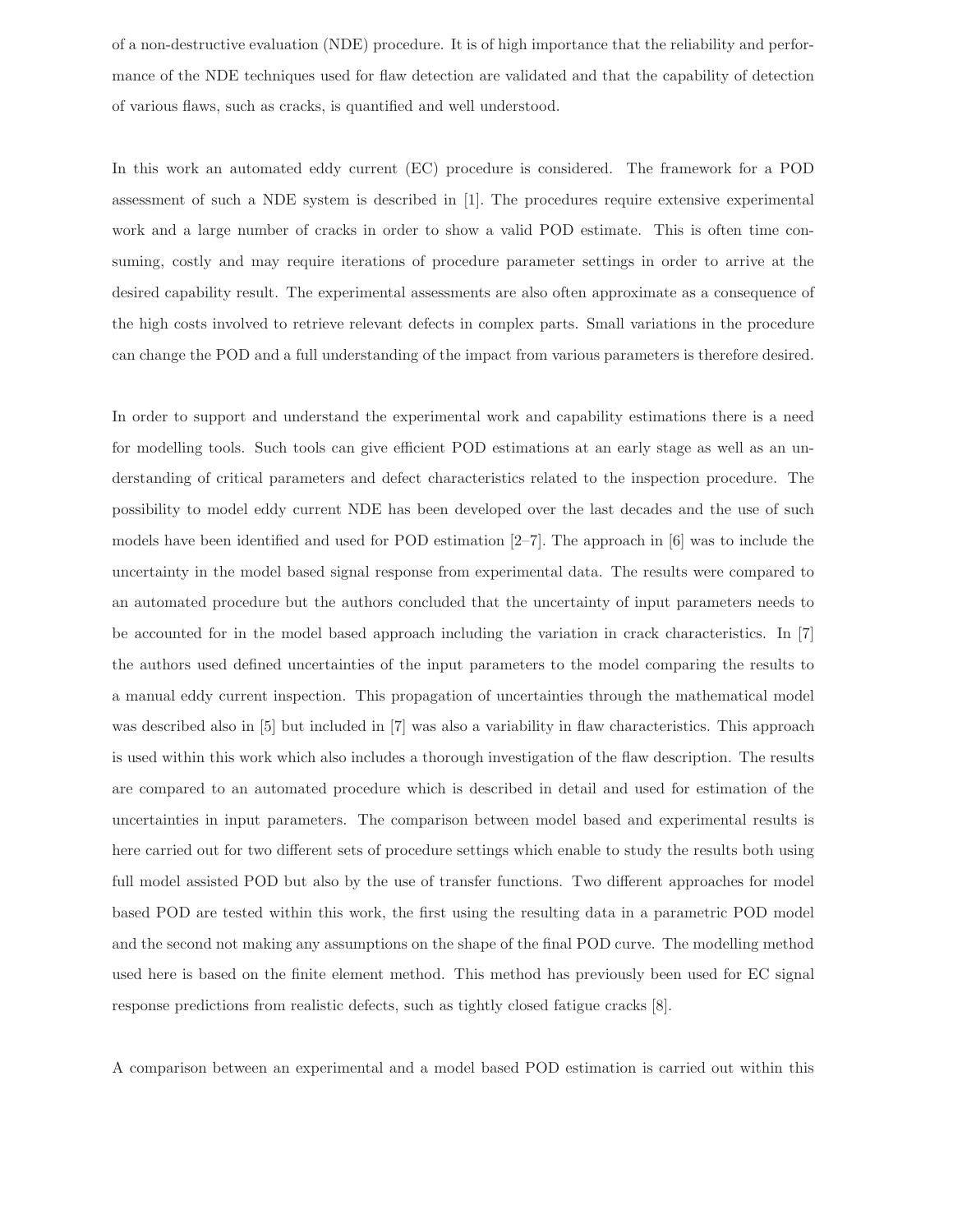of a non-destructive evaluation (NDE) procedure. It is of high importance that the reliability and performance of the NDE techniques used for flaw detection are validated and that the capability of detection of various flaws, such as cracks, is quantified and well understood.

In this work an automated eddy current (EC) procedure is considered. The framework for a POD assessment of such a NDE system is described in [1]. The procedures require extensive experimental work and a large number of cracks in order to show a valid POD estimate. This is often time consuming, costly and may require iterations of procedure parameter settings in order to arrive at the desired capability result. The experimental assessments are also often approximate as a consequence of the high costs involved to retrieve relevant defects in complex parts. Small variations in the procedure can change the POD and a full understanding of the impact from various parameters is therefore desired.

In order to support and understand the experimental work and capability estimations there is a need for modelling tools. Such tools can give efficient POD estimations at an early stage as well as an understanding of critical parameters and defect characteristics related to the inspection procedure. The possibility to model eddy current NDE has been developed over the last decades and the use of such models have been identified and used for POD estimation [2–7]. The approach in [6] was to include the uncertainty in the model based signal response from experimental data. The results were compared to an automated procedure but the authors concluded that the uncertainty of input parameters needs to be accounted for in the model based approach including the variation in crack characteristics. In [7] the authors used defined uncertainties of the input parameters to the model comparing the results to a manual eddy current inspection. This propagation of uncertainties through the mathematical model was described also in [5] but included in [7] was also a variability in flaw characteristics. This approach is used within this work which also includes a thorough investigation of the flaw description. The results are compared to an automated procedure which is described in detail and used for estimation of the uncertainties in input parameters. The comparison between model based and experimental results is here carried out for two different sets of procedure settings which enable to study the results both using full model assisted POD but also by the use of transfer functions. Two different approaches for model based POD are tested within this work, the first using the resulting data in a parametric POD model and the second not making any assumptions on the shape of the final POD curve. The modelling method used here is based on the finite element method. This method has previously been used for EC signal response predictions from realistic defects, such as tightly closed fatigue cracks [8].

A comparison between an experimental and a model based POD estimation is carried out within this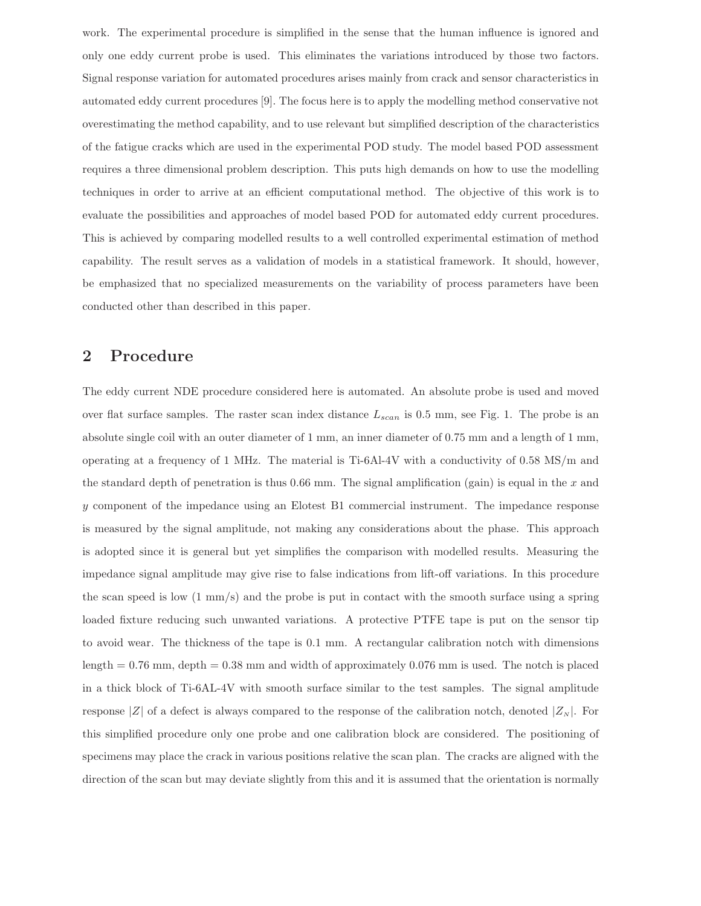work. The experimental procedure is simplified in the sense that the human influence is ignored and only one eddy current probe is used. This eliminates the variations introduced by those two factors. Signal response variation for automated procedures arises mainly from crack and sensor characteristics in automated eddy current procedures [9]. The focus here is to apply the modelling method conservative not overestimating the method capability, and to use relevant but simplified description of the characteristics of the fatigue cracks which are used in the experimental POD study. The model based POD assessment requires a three dimensional problem description. This puts high demands on how to use the modelling techniques in order to arrive at an efficient computational method. The objective of this work is to evaluate the possibilities and approaches of model based POD for automated eddy current procedures. This is achieved by comparing modelled results to a well controlled experimental estimation of method capability. The result serves as a validation of models in a statistical framework. It should, however, be emphasized that no specialized measurements on the variability of process parameters have been conducted other than described in this paper.

## 2 Procedure

The eddy current NDE procedure considered here is automated. An absolute probe is used and moved over flat surface samples. The raster scan index distance $L_{scan}$ is 0.5 mm, see Fig. 1. The probe is an absolute single coil with an outer diameter of 1 mm, an inner diameter of 0.75 mm and a length of 1 mm, operating at a frequency of 1 MHz. The material is Ti-6Al-4V with a conductivity of 0.58 MS/m and the standard depth of penetration is thus 0.66 mm. The signal amplification (gain) is equal in the $x$ and $y$ component of the impedance using an Elotest B1 commercial instrument. The impedance response is measured by the signal amplitude, not making any considerations about the phase. This approach is adopted since it is general but yet simplifies the comparison with modelled results. Measuring the impedance signal amplitude may give rise to false indications from lift-off variations. In this procedure the scan speed is low (1 mm/s) and the probe is put in contact with the smooth surface using a spring loaded fixture reducing such unwanted variations. A protective PTFE tape is put on the sensor tip to avoid wear. The thickness of the tape is 0.1 mm. A rectangular calibration notch with dimensions length = 0.76 mm, depth = 0.38 mm and width of approximately 0.076 mm is used. The notch is placed in a thick block of Ti-6AL-4V with smooth surface similar to the test samples. The signal amplitude response $|Z|$ of a defect is always compared to the response of the calibration notch, denoted $|Z_N|$. For this simplified procedure only one probe and one calibration block are considered. The positioning of specimens may place the crack in various positions relative the scan plan. The cracks are aligned with the direction of the scan but may deviate slightly from this and it is assumed that the orientation is normally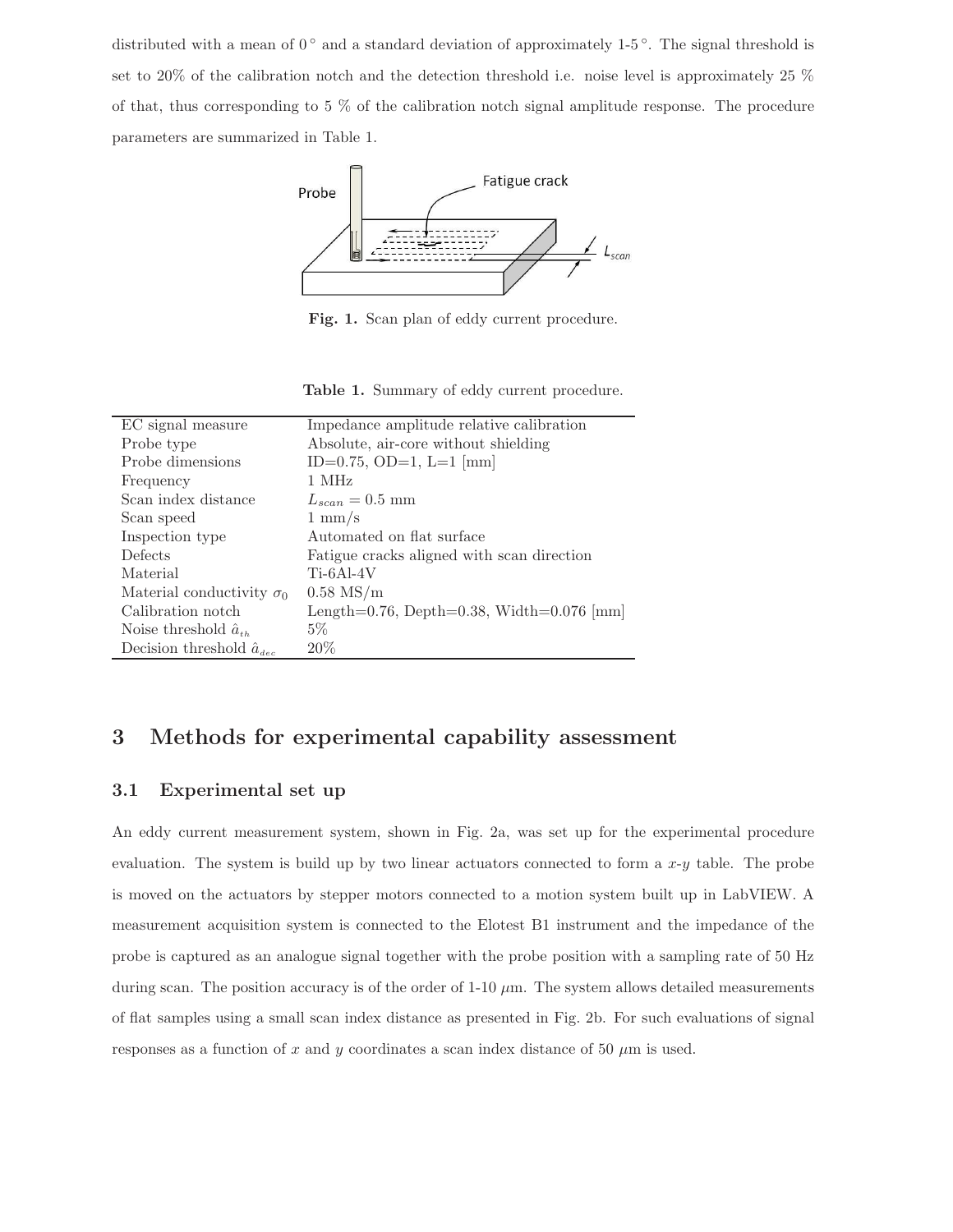distributed with a mean of 0$^\circ$ and a standard deviation of approximately 1-5$^\circ$. The signal threshold is set to 20% of the calibration notch and the detection threshold i.e. noise level is approximately 25 % of that, thus corresponding to 5 % of the calibration notch signal amplitude response. The procedure parameters are summarized in Table 1.

**Fig. 1.** Scan plan of eddy current procedure.

**Table 1.** Summary of eddy current procedure.

| | |
|---|---|
| EC signal measure | Impedance amplitude relative calibration |
| Probe type | Absolute, air-core without shielding |
| Probe dimensions | ID=0.75, OD=1, L=1 [mm] |
| Frequency | 1 MHz |
| Scan index distance | $L_{scan} = 0.5$ mm |
| Scan speed | 1 mm/s |
| Inspection type | Automated on flat surface |
| Defects | Fatigue cracks aligned with scan direction |
| Material | Ti-6Al-4V |
| Material conductivity $\sigma_0$ | 0.58 MS/m |
| Calibration notch | Length=0.76, Depth=0.38, Width=0.076 [mm] |
| Noise threshold $\hat{a}_{th}$ | 5% |
| Decision threshold $\hat{a}_{dec}$ | 20% |

# 3 Methods for experimental capability assessment

## 3.1 Experimental set up

An eddy current measurement system, shown in Fig. 2a, was set up for the experimental procedure evaluation. The system is build up by two linear actuators connected to form a $x$-$y$ table. The probe is moved on the actuators by stepper motors connected to a motion system built up in LabVIEW. A measurement acquisition system is connected to the Elotest B1 instrument and the impedance of the probe is captured as an analogue signal together with the probe position with a sampling rate of 50 Hz during scan. The position accuracy is of the order of 1-10 $\mu$m. The system allows detailed measurements of flat samples using a small scan index distance as presented in Fig. 2b. For such evaluations of signal responses as a function of $x$ and $y$ coordinates a scan index distance of 50 $\mu$m is used.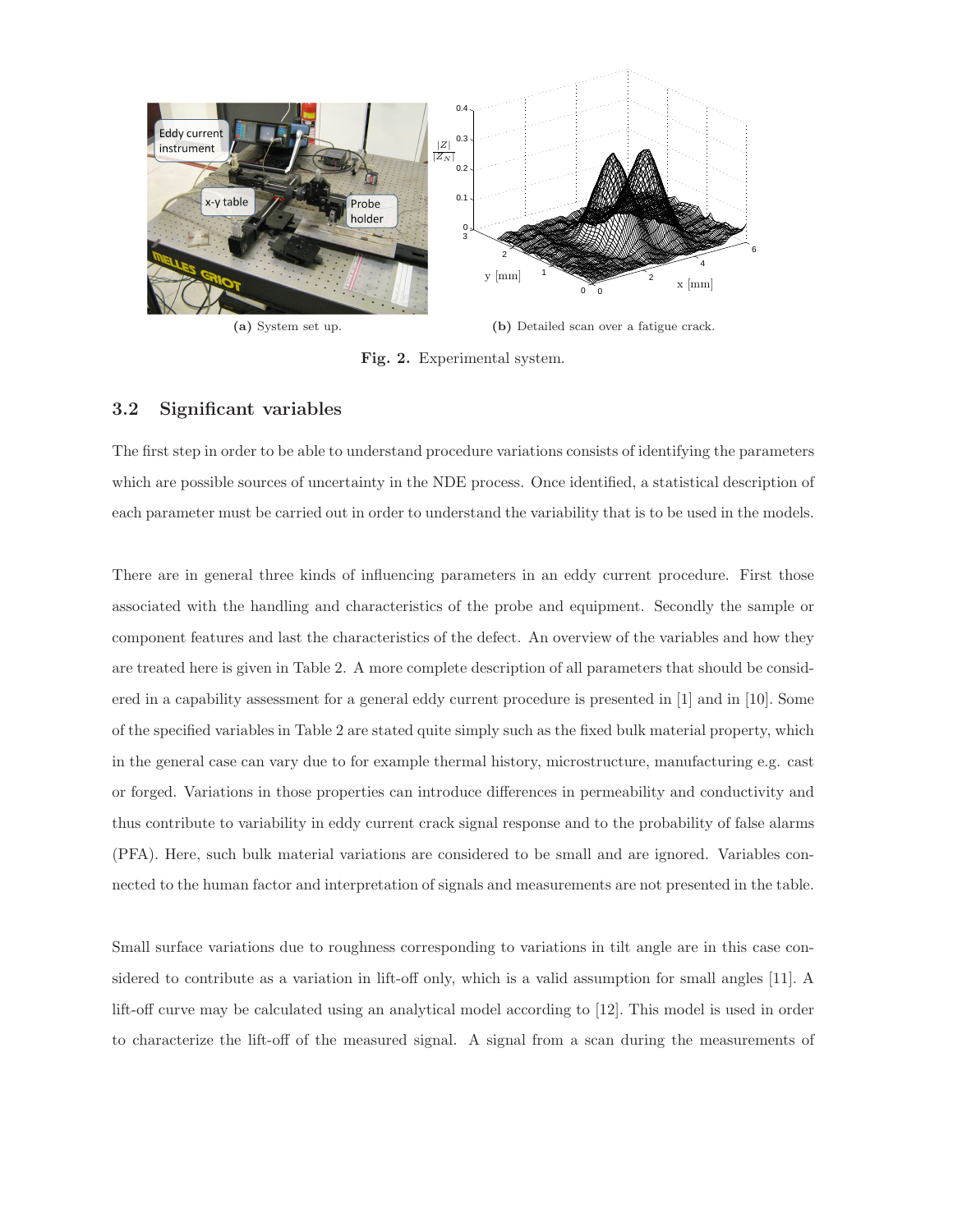(a) System set up.

(b) Detailed scan over a fatigue crack.

**Fig. 2.** Experimental system.

### 3.2 Significant variables

The first step in order to be able to understand procedure variations consists of identifying the parameters which are possible sources of uncertainty in the NDE process. Once identified, a statistical description of each parameter must be carried out in order to understand the variability that is to be used in the models.

There are in general three kinds of influencing parameters in an eddy current procedure. First those associated with the handling and characteristics of the probe and equipment. Secondly the sample or component features and last the characteristics of the defect. An overview of the variables and how they are treated here is given in Table 2. A more complete description of all parameters that should be considered in a capability assessment for a general eddy current procedure is presented in [1] and in [10]. Some of the specified variables in Table 2 are stated quite simply such as the fixed bulk material property, which in the general case can vary due to for example thermal history, microstructure, manufacturing e.g. cast or forged. Variations in those properties can introduce differences in permeability and conductivity and thus contribute to variability in eddy current crack signal response and to the probability of false alarms (PFA). Here, such bulk material variations are considered to be small and are ignored. Variables connected to the human factor and interpretation of signals and measurements are not presented in the table.

Small surface variations due to roughness corresponding to variations in tilt angle are in this case considered to contribute as a variation in lift-off only, which is a valid assumption for small angles [11]. A lift-off curve may be calculated using an analytical model according to [12]. This model is used in order to characterize the lift-off of the measured signal. A signal from a scan during the measurements of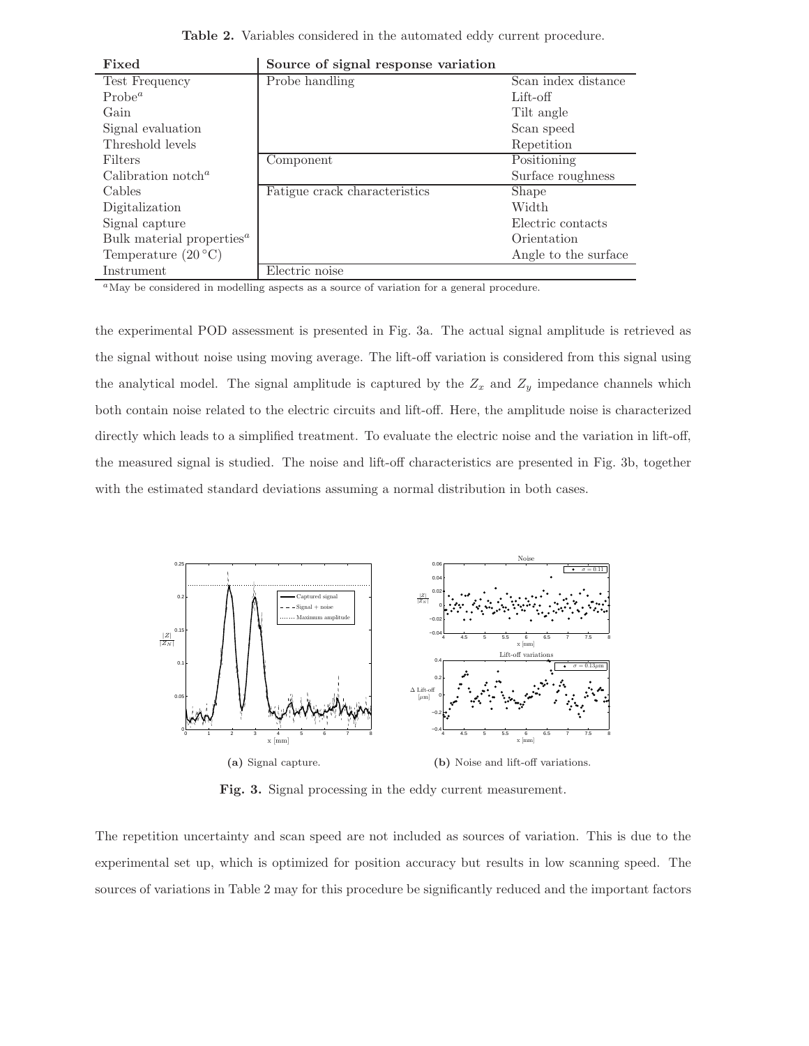**Table 2.** Variables considered in the automated eddy current procedure.

| Fixed | Source of signal response variation | |
|---|---|---|
| Test Frequency | Probe handling | Scan index distance |
| Probe[a] | | Lift-off |
| Gain | | Tilt angle |
| Signal evaluation | | Scan speed |
| Threshold levels | | Repetition |
| Filters | Component | Positioning |
| Calibration notch[a] | | Surface roughness |
| Cables | Fatigue crack characteristics | Shape |
| Digitalization | | Width |
| Signal capture | | Electric contacts |
| Bulk material properties[a] | | Orientation |
| Temperature (20 °C) | | Angle to the surface |
| Instrument | Electric noise | |

[a]May be considered in modelling aspects as a source of variation for a general procedure.

the experimental POD assessment is presented in Fig. 3a. The actual signal amplitude is retrieved as the signal without noise using moving average. The lift-off variation is considered from this signal using the analytical model. The signal amplitude is captured by the $Z_x$ and $Z_y$ impedance channels which both contain noise related to the electric circuits and lift-off. Here, the amplitude noise is characterized directly which leads to a simplified treatment. To evaluate the electric noise and the variation in lift-off, the measured signal is studied. The noise and lift-off characteristics are presented in Fig. 3b, together with the estimated standard deviations assuming a normal distribution in both cases.

**(a)** Signal capture. **(b)** Noise and lift-off variations.

**Fig. 3.** Signal processing in the eddy current measurement.

The repetition uncertainty and scan speed are not included as sources of variation. This is due to the experimental set up, which is optimized for position accuracy but results in low scanning speed. The sources of variations in Table 2 may for this procedure be significantly reduced and the important factors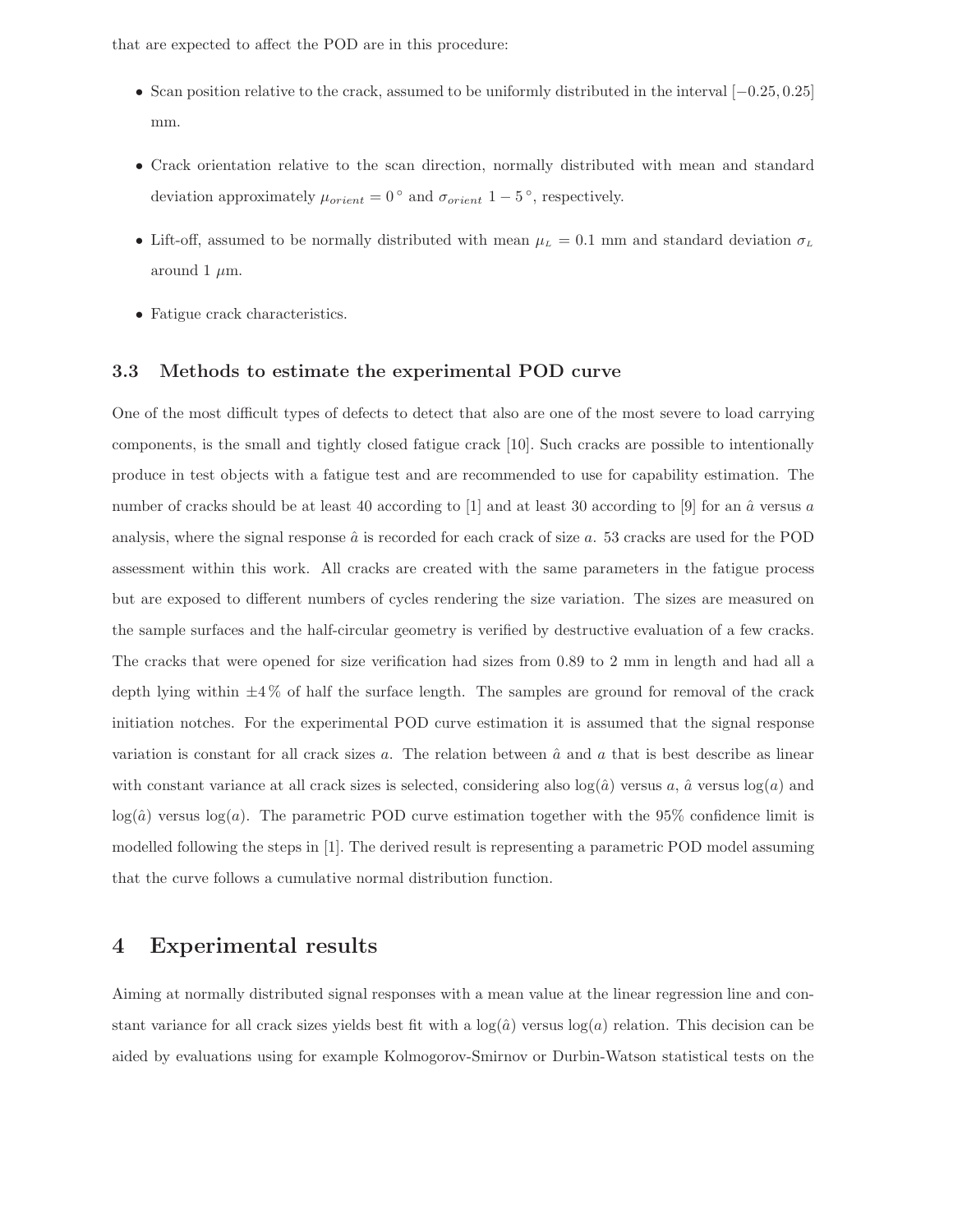that are expected to affect the POD are in this procedure:

- Scan position relative to the crack, assumed to be uniformly distributed in the interval $[-0.25, 0.25]$ mm.
- Crack orientation relative to the scan direction, normally distributed with mean and standard deviation approximately $\mu_{orient} = 0^\circ$ and $\sigma_{orient}$ $1-5^\circ$, respectively.
- Lift-off, assumed to be normally distributed with mean $\mu_L = 0.1$ mm and standard deviation $\sigma_L$ around 1 $\mu$m.
- Fatigue crack characteristics.

### 3.3 Methods to estimate the experimental POD curve

One of the most difficult types of defects to detect that also are one of the most severe to load carrying components, is the small and tightly closed fatigue crack [10]. Such cracks are possible to intentionally produce in test objects with a fatigue test and are recommended to use for capability estimation. The number of cracks should be at least 40 according to [1] and at least 30 according to [9] for an $\hat{a}$ versus $a$ analysis, where the signal response $\hat{a}$ is recorded for each crack of size $a$. 53 cracks are used for the POD assessment within this work. All cracks are created with the same parameters in the fatigue process but are exposed to different numbers of cycles rendering the size variation. The sizes are measured on the sample surfaces and the half-circular geometry is verified by destructive evaluation of a few cracks. The cracks that were opened for size verification had sizes from 0.89 to 2 mm in length and had all a depth lying within $\pm 4\,\%$ of half the surface length. The samples are ground for removal of the crack initiation notches. For the experimental POD curve estimation it is assumed that the signal response variation is constant for all crack sizes $a$. The relation between $\hat{a}$ and $a$ that is best describe as linear with constant variance at all crack sizes is selected, considering also $\log(\hat{a})$ versus $a$, $\hat{a}$ versus $\log(a)$ and $\log(\hat{a})$ versus $\log(a)$. The parametric POD curve estimation together with the 95% confidence limit is modelled following the steps in [1]. The derived result is representing a parametric POD model assuming that the curve follows a cumulative normal distribution function.

## 4 Experimental results

Aiming at normally distributed signal responses with a mean value at the linear regression line and constant variance for all crack sizes yields best fit with a $\log(\hat{a})$ versus $\log(a)$ relation. This decision can be aided by evaluations using for example Kolmogorov-Smirnov or Durbin-Watson statistical tests on the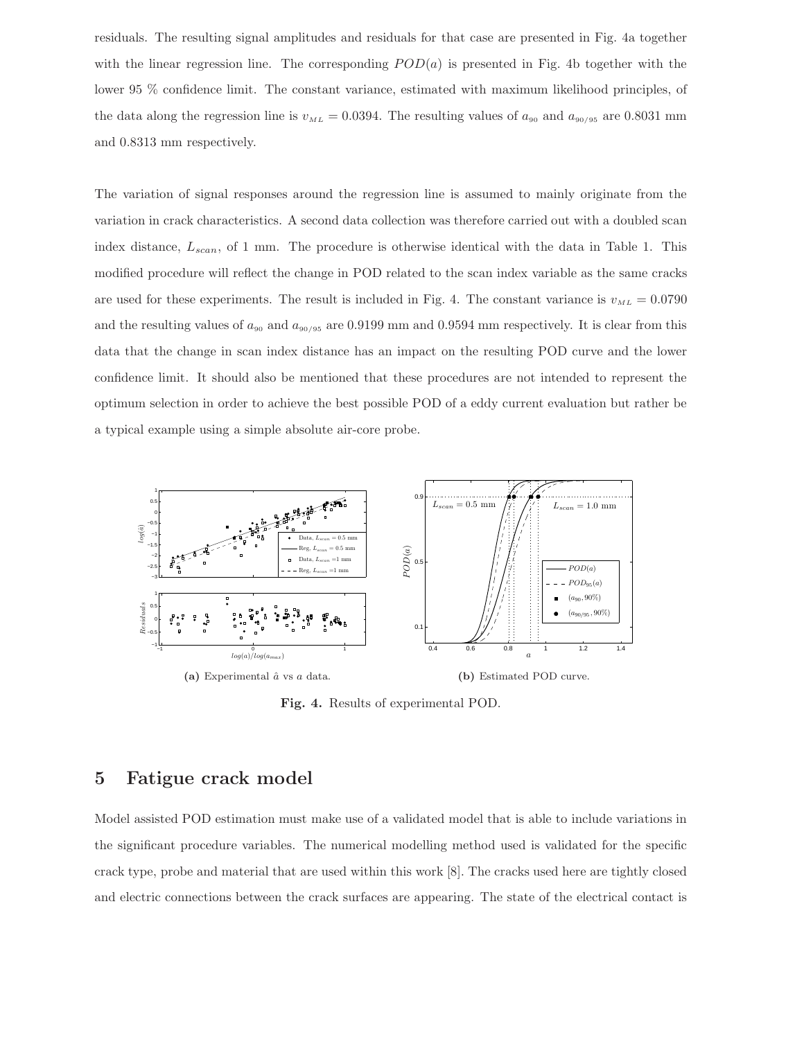residuals. The resulting signal amplitudes and residuals for that case are presented in Fig. 4a together with the linear regression line. The corresponding $POD(a)$ is presented in Fig. 4b together with the lower 95 % confidence limit. The constant variance, estimated with maximum likelihood principles, of the data along the regression line is $v_{ML} = 0.0394$. The resulting values of $a_{90}$ and $a_{90/95}$ are 0.8031 mm and 0.8313 mm respectively.

The variation of signal responses around the regression line is assumed to mainly originate from the variation in crack characteristics. A second data collection was therefore carried out with a doubled scan index distance, $L_{scan}$, of 1 mm. The procedure is otherwise identical with the data in Table 1. This modified procedure will reflect the change in POD related to the scan index variable as the same cracks are used for these experiments. The result is included in Fig. 4. The constant variance is $v_{ML} = 0.0790$ and the resulting values of $a_{90}$ and $a_{90/95}$ are 0.9199 mm and 0.9594 mm respectively. It is clear from this data that the change in scan index distance has an impact on the resulting POD curve and the lower confidence limit. It should also be mentioned that these procedures are not intended to represent the optimum selection in order to achieve the best possible POD of a eddy current evaluation but rather be a typical example using a simple absolute air-core probe.

**(a)** Experimental $\hat{a}$ vs $a$ data.

**(b)** Estimated POD curve.

**Fig. 4.** Results of experimental POD.

# 5 Fatigue crack model

Model assisted POD estimation must make use of a validated model that is able to include variations in the significant procedure variables. The numerical modelling method used is validated for the specific crack type, probe and material that are used within this work [8]. The cracks used here are tightly closed and electric connections between the crack surfaces are appearing. The state of the electrical contact is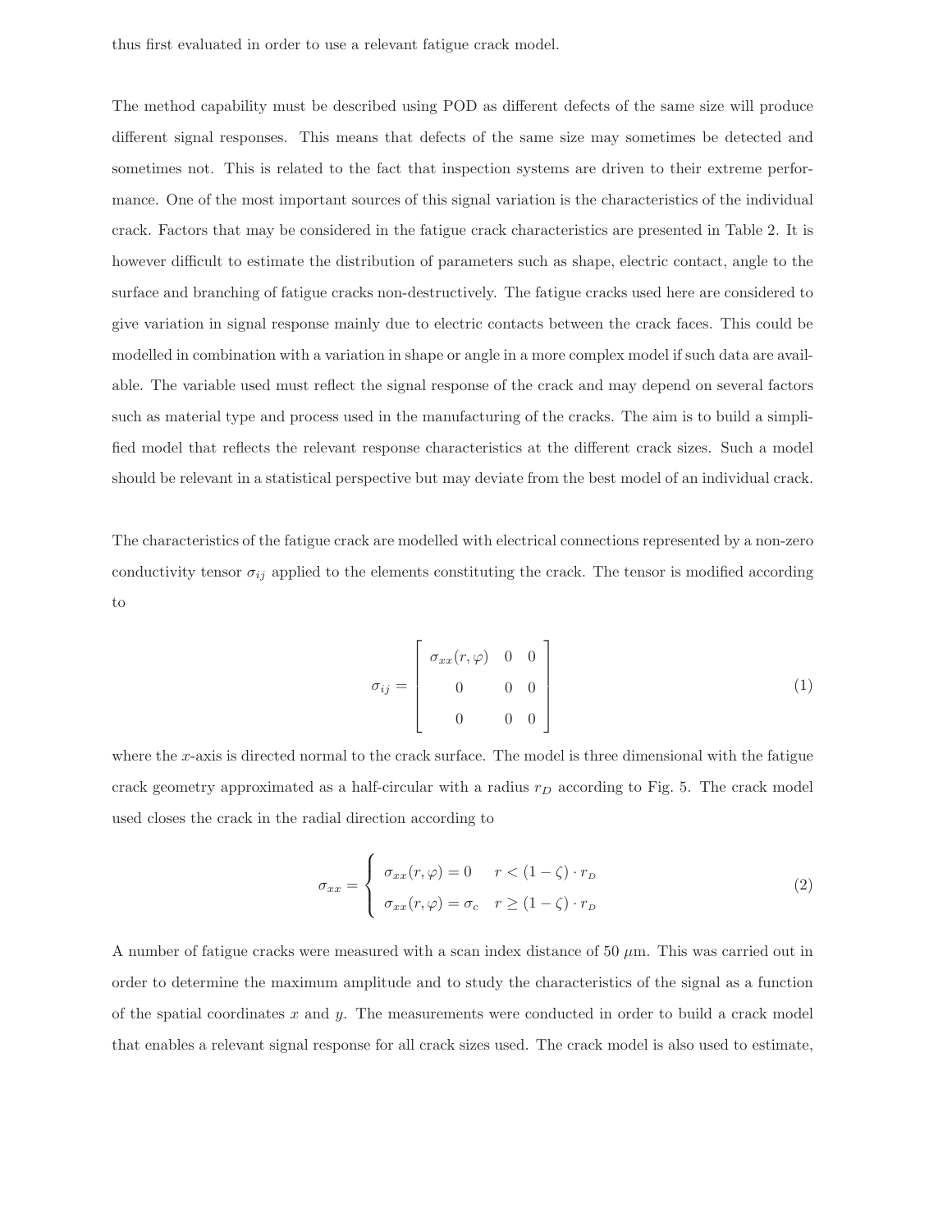thus first evaluated in order to use a relevant fatigue crack model.

The method capability must be described using POD as different defects of the same size will produce different signal responses. This means that defects of the same size may sometimes be detected and sometimes not. This is related to the fact that inspection systems are driven to their extreme performance. One of the most important sources of this signal variation is the characteristics of the individual crack. Factors that may be considered in the fatigue crack characteristics are presented in Table 2. It is however difficult to estimate the distribution of parameters such as shape, electric contact, angle to the surface and branching of fatigue cracks non-destructively. The fatigue cracks used here are considered to give variation in signal response mainly due to electric contacts between the crack faces. This could be modelled in combination with a variation in shape or angle in a more complex model if such data are available. The variable used must reflect the signal response of the crack and may depend on several factors such as material type and process used in the manufacturing of the cracks. The aim is to build a simplified model that reflects the relevant response characteristics at the different crack sizes. Such a model should be relevant in a statistical perspective but may deviate from the best model of an individual crack.

The characteristics of the fatigue crack are modelled with electrical connections represented by a non-zero conductivity tensor $\sigma_{ij}$ applied to the elements constituting the crack. The tensor is modified according to

$$\sigma_{ij} = \begin{bmatrix} \sigma_{xx}(r,\varphi) & 0 & 0 \\ 0 & 0 & 0 \\ 0 & 0 & 0 \end{bmatrix} \tag{1}$$

where the $x$-axis is directed normal to the crack surface. The model is three dimensional with the fatigue crack geometry approximated as a half-circular with a radius $r_D$ according to Fig. 5. The crack model used closes the crack in the radial direction according to

$$\sigma_{xx} = \begin{cases} \sigma_{xx}(r,\varphi) = 0 & r < (1-\zeta)\cdot r_D \\ \sigma_{xx}(r,\varphi) = \sigma_c & r \geq (1-\zeta)\cdot r_D \end{cases} \tag{2}$$

A number of fatigue cracks were measured with a scan index distance of 50 $\mu$m. This was carried out in order to determine the maximum amplitude and to study the characteristics of the signal as a function of the spatial coordinates $x$ and $y$. The measurements were conducted in order to build a crack model that enables a relevant signal response for all crack sizes used. The crack model is also used to estimate,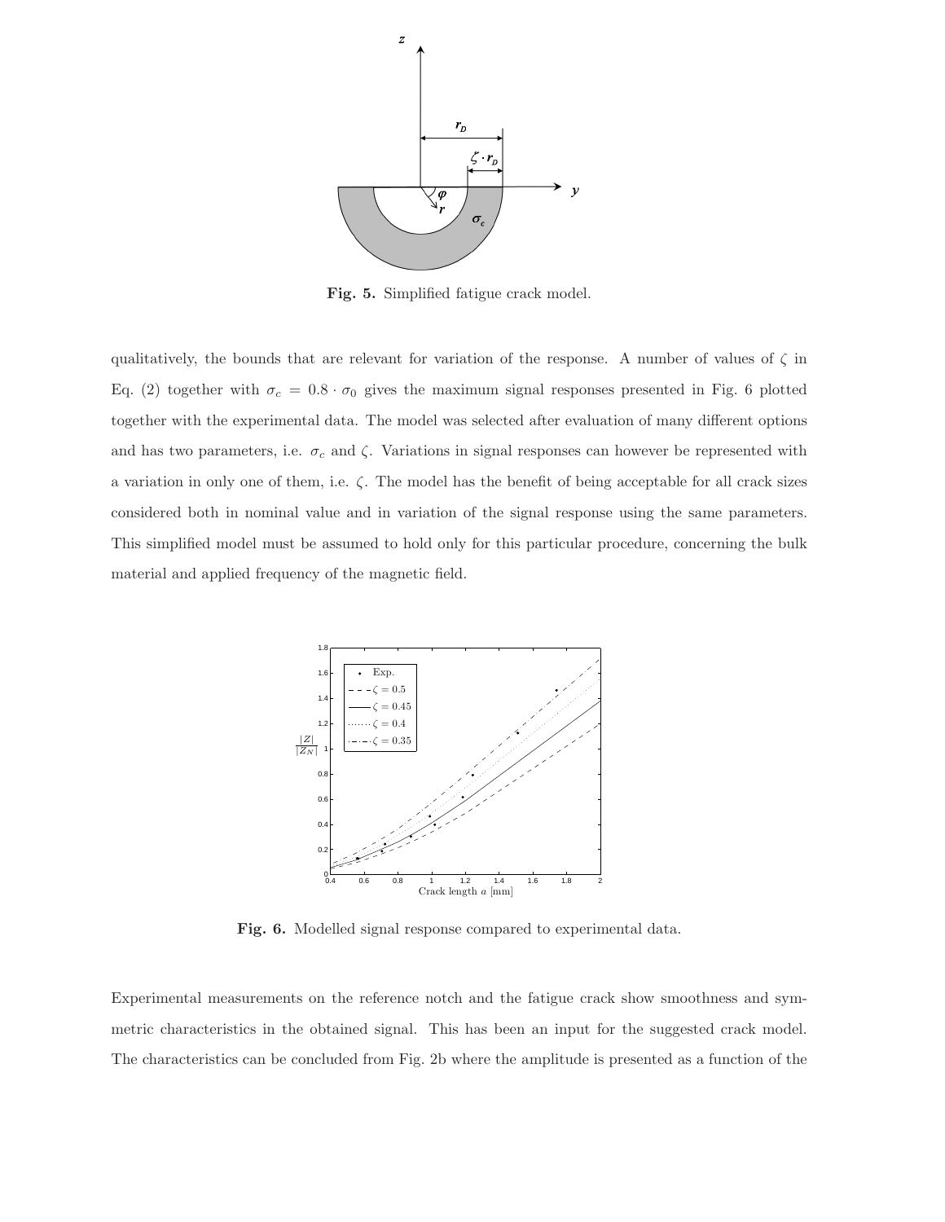Fig. 5. Simplified fatigue crack model.

qualitatively, the bounds that are relevant for variation of the response. A number of values of $\zeta$ in Eq. (2) together with $\sigma_c = 0.8 \cdot \sigma_0$ gives the maximum signal responses presented in Fig. 6 plotted together with the experimental data. The model was selected after evaluation of many different options and has two parameters, i.e. $\sigma_c$ and $\zeta$. Variations in signal responses can however be represented with a variation in only one of them, i.e. $\zeta$. The model has the benefit of being acceptable for all crack sizes considered both in nominal value and in variation of the signal response using the same parameters. This simplified model must be assumed to hold only for this particular procedure, concerning the bulk material and applied frequency of the magnetic field.

Fig. 6. Modelled signal response compared to experimental data.

Experimental measurements on the reference notch and the fatigue crack show smoothness and symmetric characteristics in the obtained signal. This has been an input for the suggested crack model. The characteristics can be concluded from Fig. 2b where the amplitude is presented as a function of the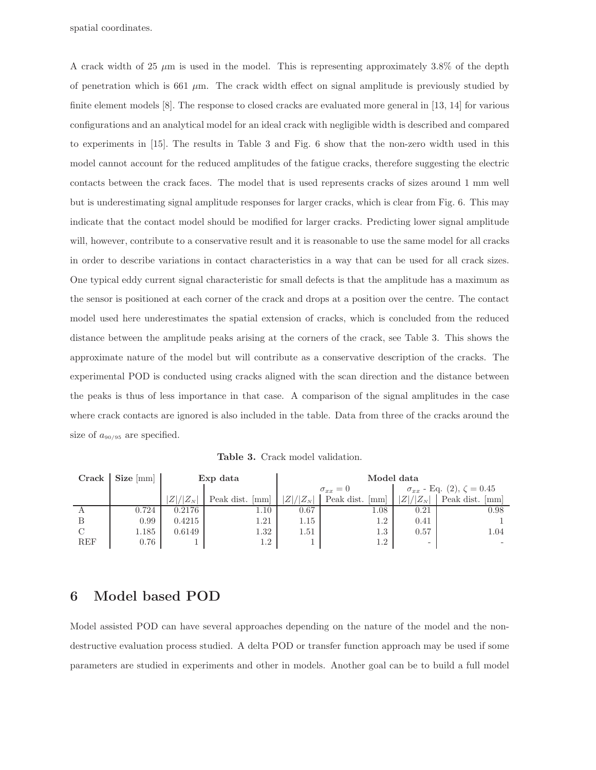spatial coordinates.

A crack width of 25 $\mu$m is used in the model. This is representing approximately 3.8% of the depth of penetration which is 661 $\mu$m. The crack width effect on signal amplitude is previously studied by finite element models [8]. The response to closed cracks are evaluated more general in [13, 14] for various configurations and an analytical model for an ideal crack with negligible width is described and compared to experiments in [15]. The results in Table 3 and Fig. 6 show that the non-zero width used in this model cannot account for the reduced amplitudes of the fatigue cracks, therefore suggesting the electric contacts between the crack faces. The model that is used represents cracks of sizes around 1 mm well but is underestimating signal amplitude responses for larger cracks, which is clear from Fig. 6. This may indicate that the contact model should be modified for larger cracks. Predicting lower signal amplitude will, however, contribute to a conservative result and it is reasonable to use the same model for all cracks in order to describe variations in contact characteristics in a way that can be used for all crack sizes. One typical eddy current signal characteristic for small defects is that the amplitude has a maximum as the sensor is positioned at each corner of the crack and drops at a position over the centre. The contact model used here underestimates the spatial extension of cracks, which is concluded from the reduced distance between the amplitude peaks arising at the corners of the crack, see Table 3. This shows the approximate nature of the model but will contribute as a conservative description of the cracks. The experimental POD is conducted using cracks aligned with the scan direction and the distance between the peaks is thus of less importance in that case. A comparison of the signal amplitudes in the case where crack contacts are ignored is also included in the table. Data from three of the cracks around the size of $a_{90/95}$ are specified.

**Table 3.** Crack model validation.

| **Crack** | **Size** [mm] | **Exp data** | | **Model data** | | | |
|---|---|---|---|---|---|---|---|
| | | | | $\sigma_{xx} = 0$ | | $\sigma_{xx}$ - Eq. (2), $\zeta = 0.45$ | |
| | | $\lvert Z\rvert/\lvert Z_N\rvert$ | Peak dist. [mm] | $\lvert Z\rvert/\lvert Z_N\rvert$ | Peak dist. [mm] | $\lvert Z\rvert/\lvert Z_N\rvert$ | Peak dist. [mm] |
| A | 0.724 | 0.2176 | 1.10 | 0.67 | 1.08 | 0.21 | 0.98 |
| B | 0.99 | 0.4215 | 1.21 | 1.15 | 1.2 | 0.41 | 1 |
| C | 1.185 | 0.6149 | 1.32 | 1.51 | 1.3 | 0.57 | 1.04 |
| REF | 0.76 | 1 | 1.2 | 1 | 1.2 | - | - |

## 6 Model based POD

Model assisted POD can have several approaches depending on the nature of the model and the non-destructive evaluation process studied. A delta POD or transfer function approach may be used if some parameters are studied in experiments and other in models. Another goal can be to build a full model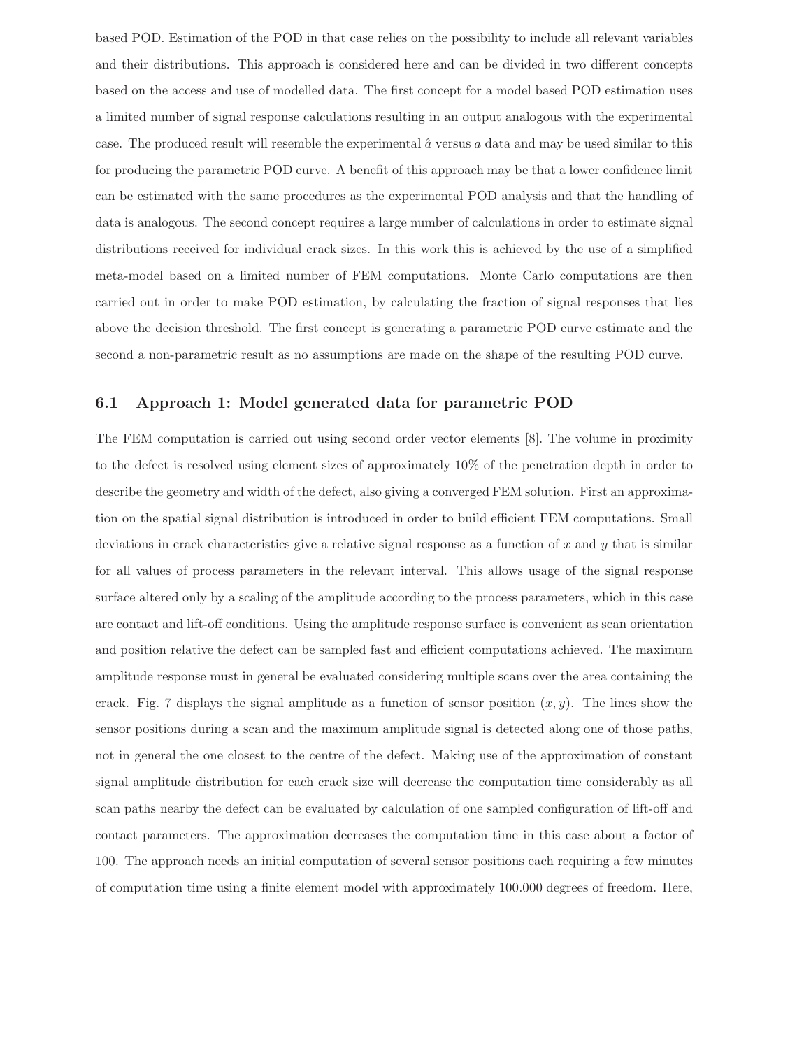based POD. Estimation of the POD in that case relies on the possibility to include all relevant variables and their distributions. This approach is considered here and can be divided in two different concepts based on the access and use of modelled data. The first concept for a model based POD estimation uses a limited number of signal response calculations resulting in an output analogous with the experimental case. The produced result will resemble the experimental $\hat{a}$ versus $a$ data and may be used similar to this for producing the parametric POD curve. A benefit of this approach may be that a lower confidence limit can be estimated with the same procedures as the experimental POD analysis and that the handling of data is analogous. The second concept requires a large number of calculations in order to estimate signal distributions received for individual crack sizes. In this work this is achieved by the use of a simplified meta-model based on a limited number of FEM computations. Monte Carlo computations are then carried out in order to make POD estimation, by calculating the fraction of signal responses that lies above the decision threshold. The first concept is generating a parametric POD curve estimate and the second a non-parametric result as no assumptions are made on the shape of the resulting POD curve.

### 6.1 Approach 1: Model generated data for parametric POD

The FEM computation is carried out using second order vector elements [8]. The volume in proximity to the defect is resolved using element sizes of approximately 10% of the penetration depth in order to describe the geometry and width of the defect, also giving a converged FEM solution. First an approximation on the spatial signal distribution is introduced in order to build efficient FEM computations. Small deviations in crack characteristics give a relative signal response as a function of $x$ and $y$ that is similar for all values of process parameters in the relevant interval. This allows usage of the signal response surface altered only by a scaling of the amplitude according to the process parameters, which in this case are contact and lift-off conditions. Using the amplitude response surface is convenient as scan orientation and position relative the defect can be sampled fast and efficient computations achieved. The maximum amplitude response must in general be evaluated considering multiple scans over the area containing the crack. Fig. 7 displays the signal amplitude as a function of sensor position $(x, y)$. The lines show the sensor positions during a scan and the maximum amplitude signal is detected along one of those paths, not in general the one closest to the centre of the defect. Making use of the approximation of constant signal amplitude distribution for each crack size will decrease the computation time considerably as all scan paths nearby the defect can be evaluated by calculation of one sampled configuration of lift-off and contact parameters. The approximation decreases the computation time in this case about a factor of 100. The approach needs an initial computation of several sensor positions each requiring a few minutes of computation time using a finite element model with approximately 100.000 degrees of freedom. Here,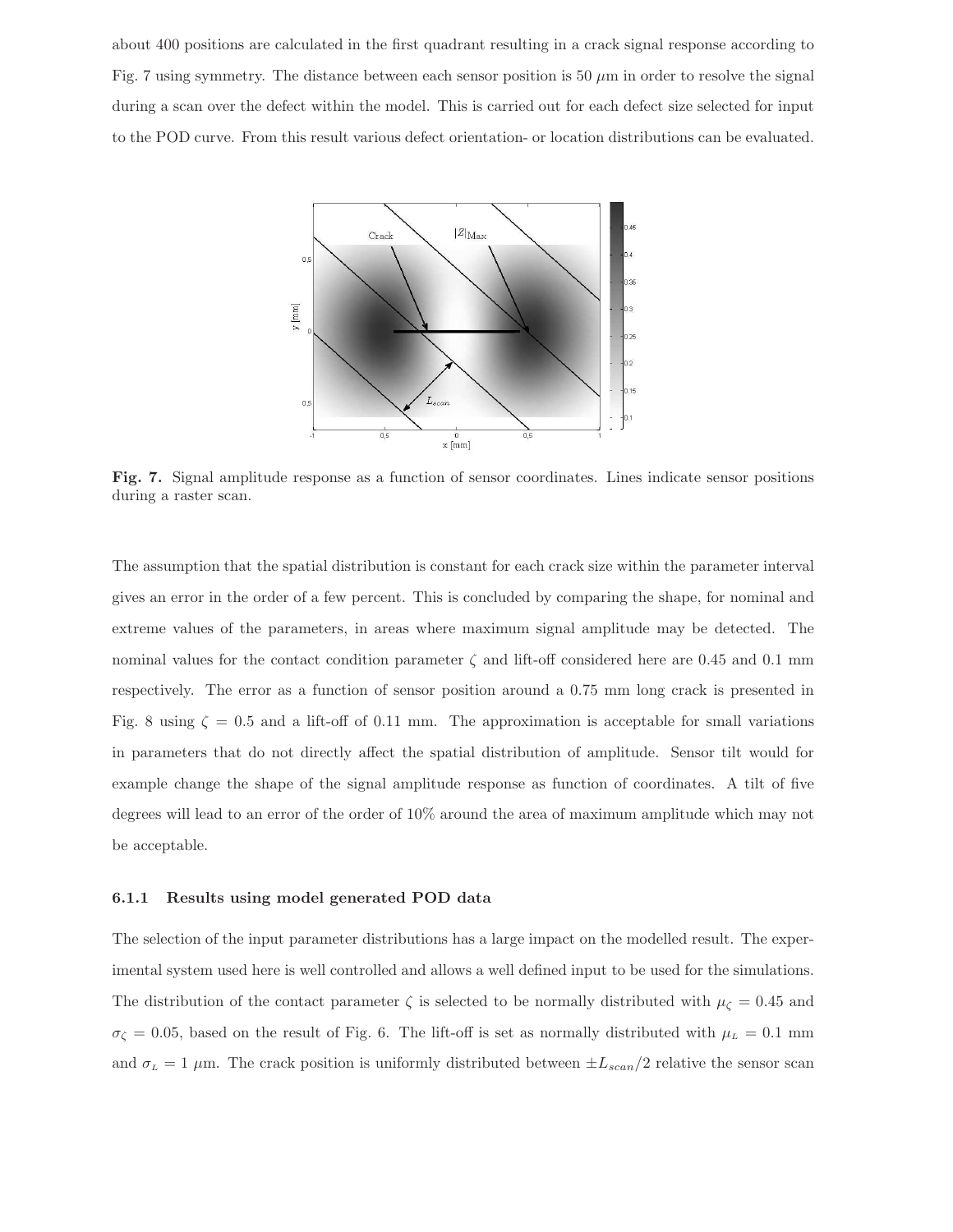about 400 positions are calculated in the first quadrant resulting in a crack signal response according to Fig. 7 using symmetry. The distance between each sensor position is 50 $\mu$m in order to resolve the signal during a scan over the defect within the model. This is carried out for each defect size selected for input to the POD curve. From this result various defect orientation- or location distributions can be evaluated.

**Fig. 7.** Signal amplitude response as a function of sensor coordinates. Lines indicate sensor positions during a raster scan.

The assumption that the spatial distribution is constant for each crack size within the parameter interval gives an error in the order of a few percent. This is concluded by comparing the shape, for nominal and extreme values of the parameters, in areas where maximum signal amplitude may be detected. The nominal values for the contact condition parameter $\zeta$ and lift-off considered here are 0.45 and 0.1 mm respectively. The error as a function of sensor position around a 0.75 mm long crack is presented in Fig. 8 using $\zeta = 0.5$ and a lift-off of 0.11 mm. The approximation is acceptable for small variations in parameters that do not directly affect the spatial distribution of amplitude. Sensor tilt would for example change the shape of the signal amplitude response as function of coordinates. A tilt of five degrees will lead to an error of the order of 10% around the area of maximum amplitude which may not be acceptable.

### 6.1.1 Results using model generated POD data

The selection of the input parameter distributions has a large impact on the modelled result. The experimental system used here is well controlled and allows a well defined input to be used for the simulations. The distribution of the contact parameter $\zeta$ is selected to be normally distributed with $\mu_\zeta = 0.45$ and $\sigma_\zeta = 0.05$, based on the result of Fig. 6. The lift-off is set as normally distributed with $\mu_L = 0.1$ mm and $\sigma_L = 1$ $\mu$m. The crack position is uniformly distributed between $\pm L_{scan}/2$ relative the sensor scan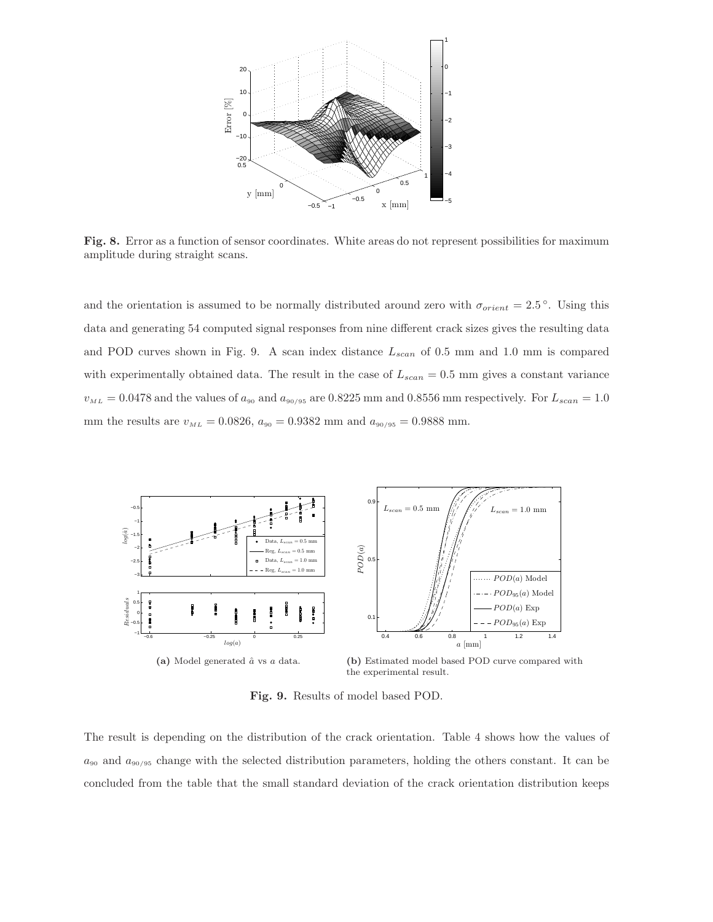**Fig. 8.** Error as a function of sensor coordinates. White areas do not represent possibilities for maximum amplitude during straight scans.

and the orientation is assumed to be normally distributed around zero with $\sigma_{orient} = 2.5^\circ$. Using this data and generating 54 computed signal responses from nine different crack sizes gives the resulting data and POD curves shown in Fig. 9. A scan index distance $L_{scan}$ of 0.5 mm and 1.0 mm is compared with experimentally obtained data. The result in the case of $L_{scan} = 0.5$ mm gives a constant variance $v_{ML} = 0.0478$ and the values of $a_{90}$ and $a_{90/95}$ are 0.8225 mm and 0.8556 mm respectively. For $L_{scan} = 1.0$ mm the results are $v_{ML} = 0.0826$, $a_{90} = 0.9382$ mm and $a_{90/95} = 0.9888$ mm.

**(a)** Model generated $\hat{a}$ vs $a$ data.

**(b)** Estimated model based POD curve compared with the experimental result.

**Fig. 9.** Results of model based POD.

The result is depending on the distribution of the crack orientation. Table 4 shows how the values of $a_{90}$ and $a_{90/95}$ change with the selected distribution parameters, holding the others constant. It can be concluded from the table that the small standard deviation of the crack orientation distribution keeps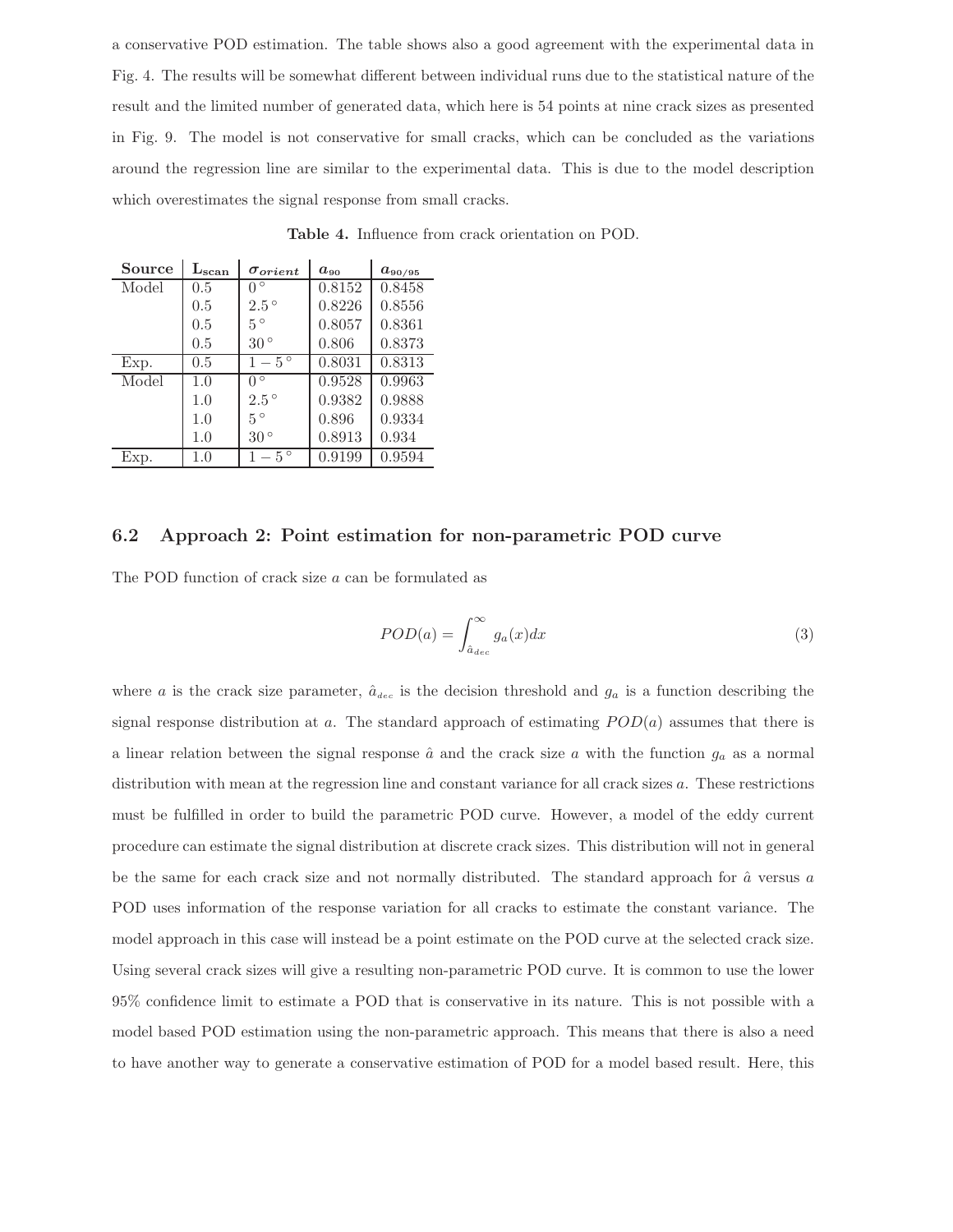a conservative POD estimation. The table shows also a good agreement with the experimental data in Fig. 4. The results will be somewhat different between individual runs due to the statistical nature of the result and the limited number of generated data, which here is 54 points at nine crack sizes as presented in Fig. 9. The model is not conservative for small cracks, which can be concluded as the variations around the regression line are similar to the experimental data. This is due to the model description which overestimates the signal response from small cracks.

**Table 4.** Influence from crack orientation on POD.

| Source | $\mathbf{L_{scan}}$ | $\boldsymbol{\sigma_{orient}}$ | $\boldsymbol{a_{90}}$ | $\boldsymbol{a_{90/95}}$ |
|---|---|---|---|---|
| Model | 0.5 | $0^\circ$ | 0.8152 | 0.8458 |
| | 0.5 | $2.5^\circ$ | 0.8226 | 0.8556 |
| | 0.5 | $5^\circ$ | 0.8057 | 0.8361 |
| | 0.5 | $30^\circ$ | 0.806 | 0.8373 |
| Exp. | 0.5 | $1-5^\circ$ | 0.8031 | 0.8313 |
| Model | 1.0 | $0^\circ$ | 0.9528 | 0.9963 |
| | 1.0 | $2.5^\circ$ | 0.9382 | 0.9888 |
| | 1.0 | $5^\circ$ | 0.896 | 0.9334 |
| | 1.0 | $30^\circ$ | 0.8913 | 0.934 |
| Exp. | 1.0 | $1-5^\circ$ | 0.9199 | 0.9594 |

## 6.2 Approach 2: Point estimation for non-parametric POD curve

The POD function of crack size $a$ can be formulated as

$$POD(a) = \int_{\hat{a}_{dec}}^{\infty} g_a(x)dx \tag{3}$$

where $a$ is the crack size parameter, $\hat{a}_{dec}$ is the decision threshold and $g_a$ is a function describing the signal response distribution at $a$. The standard approach of estimating $POD(a)$ assumes that there is a linear relation between the signal response $\hat{a}$ and the crack size $a$ with the function $g_a$ as a normal distribution with mean at the regression line and constant variance for all crack sizes $a$. These restrictions must be fulfilled in order to build the parametric POD curve. However, a model of the eddy current procedure can estimate the signal distribution at discrete crack sizes. This distribution will not in general be the same for each crack size and not normally distributed. The standard approach for $\hat{a}$ versus $a$ POD uses information of the response variation for all cracks to estimate the constant variance. The model approach in this case will instead be a point estimate on the POD curve at the selected crack size. Using several crack sizes will give a resulting non-parametric POD curve. It is common to use the lower 95% confidence limit to estimate a POD that is conservative in its nature. This is not possible with a model based POD estimation using the non-parametric approach. This means that there is also a need to have another way to generate a conservative estimation of POD for a model based result. Here, this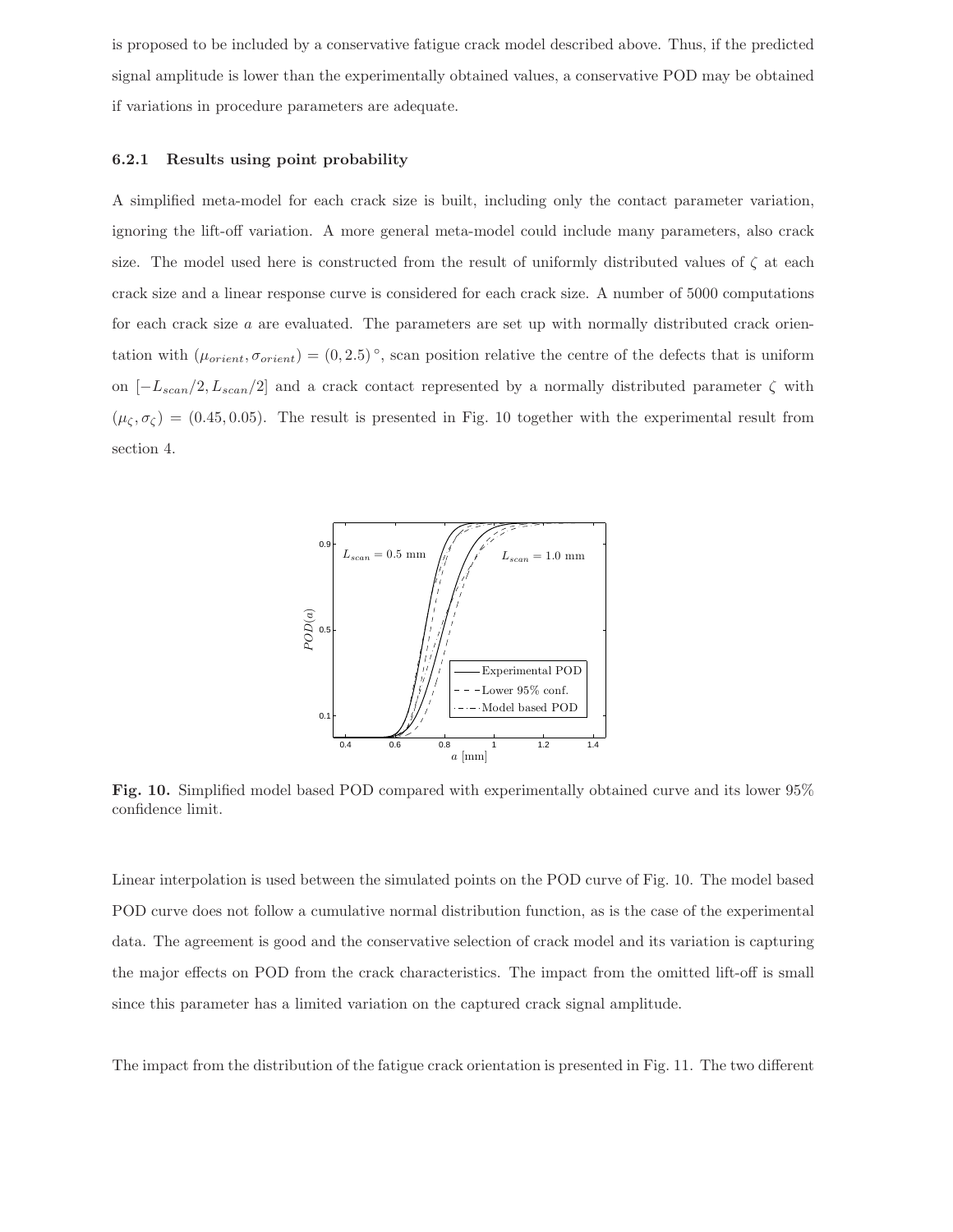is proposed to be included by a conservative fatigue crack model described above. Thus, if the predicted signal amplitude is lower than the experimentally obtained values, a conservative POD may be obtained if variations in procedure parameters are adequate.

### 6.2.1 Results using point probability

A simplified meta-model for each crack size is built, including only the contact parameter variation, ignoring the lift-off variation. A more general meta-model could include many parameters, also crack size. The model used here is constructed from the result of uniformly distributed values of $\zeta$ at each crack size and a linear response curve is considered for each crack size. A number of 5000 computations for each crack size $a$ are evaluated. The parameters are set up with normally distributed crack orientation with $(\mu_{orient}, \sigma_{orient}) = (0, 2.5)^\circ$, scan position relative the centre of the defects that is uniform on $[-L_{scan}/2, L_{scan}/2]$ and a crack contact represented by a normally distributed parameter $\zeta$ with $(\mu_\zeta, \sigma_\zeta) = (0.45, 0.05)$. The result is presented in Fig. 10 together with the experimental result from section 4.

**Fig. 10.** Simplified model based POD compared with experimentally obtained curve and its lower 95% confidence limit.

Linear interpolation is used between the simulated points on the POD curve of Fig. 10. The model based POD curve does not follow a cumulative normal distribution function, as is the case of the experimental data. The agreement is good and the conservative selection of crack model and its variation is capturing the major effects on POD from the crack characteristics. The impact from the omitted lift-off is small since this parameter has a limited variation on the captured crack signal amplitude.

The impact from the distribution of the fatigue crack orientation is presented in Fig. 11. The two different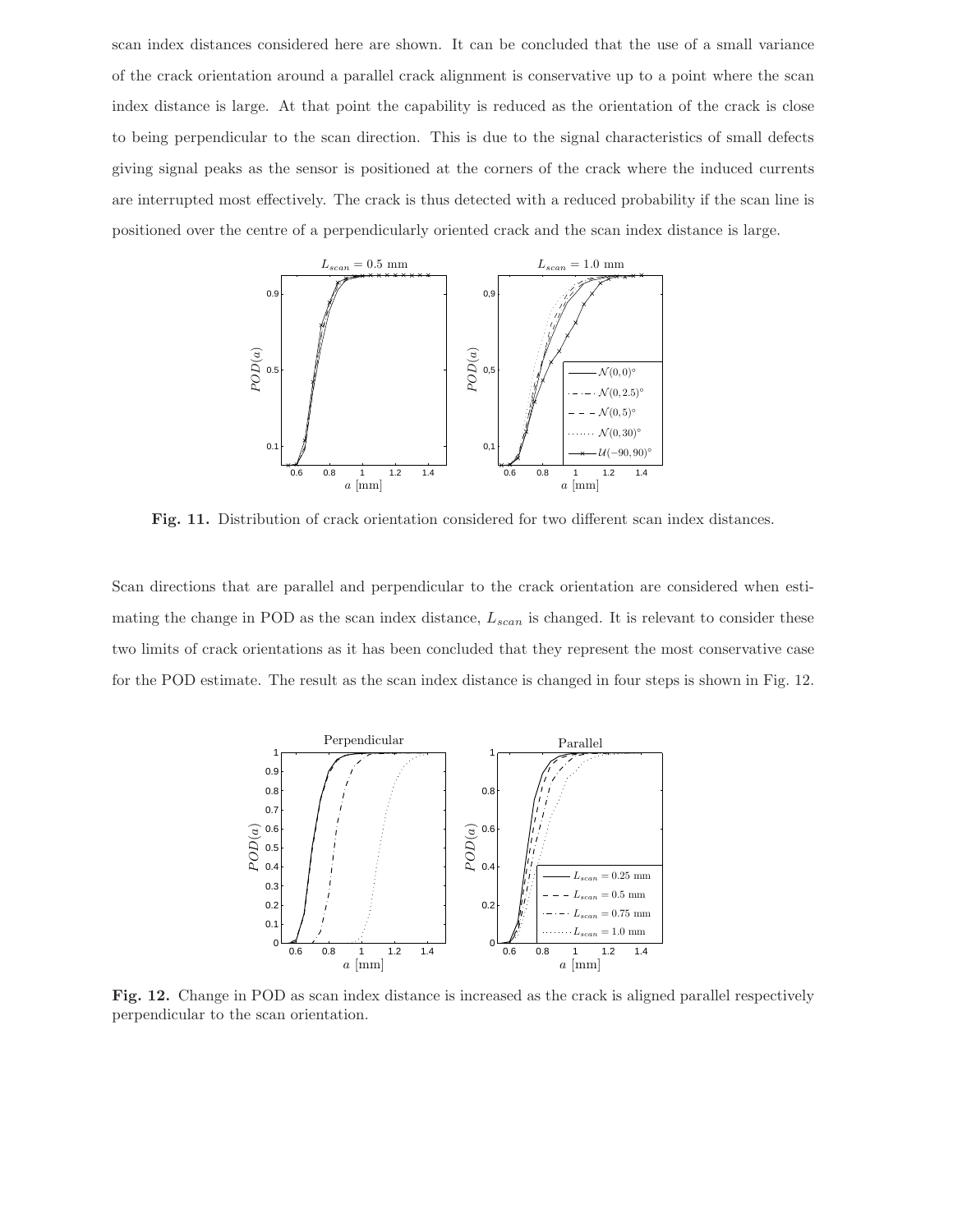scan index distances considered here are shown. It can be concluded that the use of a small variance of the crack orientation around a parallel crack alignment is conservative up to a point where the scan index distance is large. At that point the capability is reduced as the orientation of the crack is close to being perpendicular to the scan direction. This is due to the signal characteristics of small defects giving signal peaks as the sensor is positioned at the corners of the crack where the induced currents are interrupted most effectively. The crack is thus detected with a reduced probability if the scan line is positioned over the centre of a perpendicularly oriented crack and the scan index distance is large.

**Fig. 11.** Distribution of crack orientation considered for two different scan index distances.

Scan directions that are parallel and perpendicular to the crack orientation are considered when estimating the change in POD as the scan index distance, $L_{scan}$ is changed. It is relevant to consider these two limits of crack orientations as it has been concluded that they represent the most conservative case for the POD estimate. The result as the scan index distance is changed in four steps is shown in Fig. 12.

**Fig. 12.** Change in POD as scan index distance is increased as the crack is aligned parallel respectively perpendicular to the scan orientation.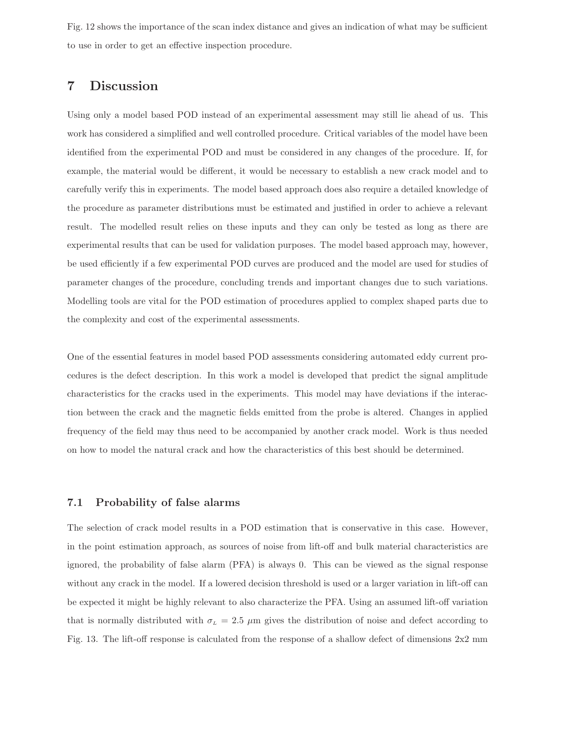Fig. 12 shows the importance of the scan index distance and gives an indication of what may be sufficient to use in order to get an effective inspection procedure.

## 7 Discussion

Using only a model based POD instead of an experimental assessment may still lie ahead of us. This work has considered a simplified and well controlled procedure. Critical variables of the model have been identified from the experimental POD and must be considered in any changes of the procedure. If, for example, the material would be different, it would be necessary to establish a new crack model and to carefully verify this in experiments. The model based approach does also require a detailed knowledge of the procedure as parameter distributions must be estimated and justified in order to achieve a relevant result. The modelled result relies on these inputs and they can only be tested as long as there are experimental results that can be used for validation purposes. The model based approach may, however, be used efficiently if a few experimental POD curves are produced and the model are used for studies of parameter changes of the procedure, concluding trends and important changes due to such variations. Modelling tools are vital for the POD estimation of procedures applied to complex shaped parts due to the complexity and cost of the experimental assessments.

One of the essential features in model based POD assessments considering automated eddy current procedures is the defect description. In this work a model is developed that predict the signal amplitude characteristics for the cracks used in the experiments. This model may have deviations if the interaction between the crack and the magnetic fields emitted from the probe is altered. Changes in applied frequency of the field may thus need to be accompanied by another crack model. Work is thus needed on how to model the natural crack and how the characteristics of this best should be determined.

### 7.1 Probability of false alarms

The selection of crack model results in a POD estimation that is conservative in this case. However, in the point estimation approach, as sources of noise from lift-off and bulk material characteristics are ignored, the probability of false alarm (PFA) is always 0. This can be viewed as the signal response without any crack in the model. If a lowered decision threshold is used or a larger variation in lift-off can be expected it might be highly relevant to also characterize the PFA. Using an assumed lift-off variation that is normally distributed with $\sigma_L = 2.5$ $\mu$m gives the distribution of noise and defect according to Fig. 13. The lift-off response is calculated from the response of a shallow defect of dimensions 2x2 mm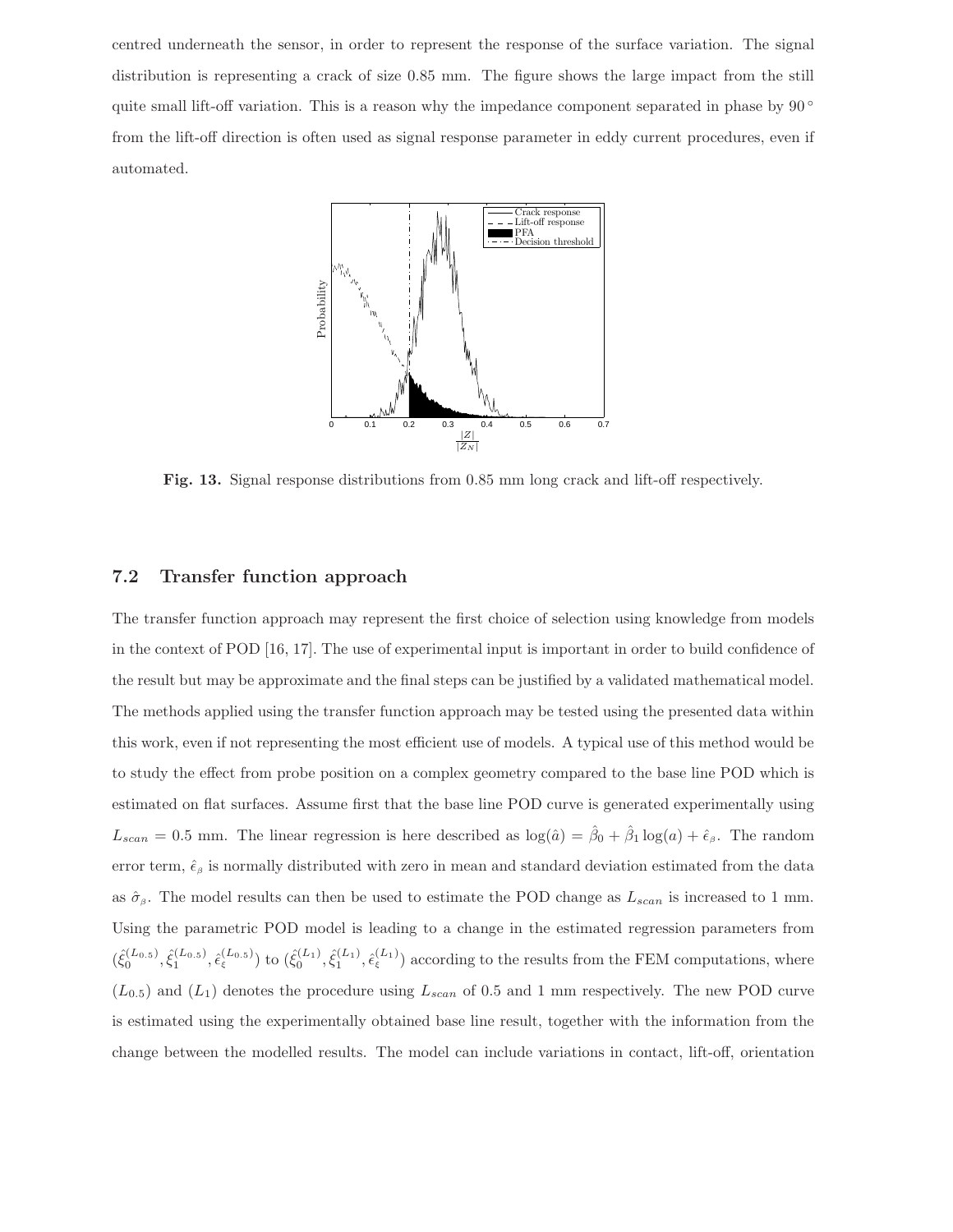centred underneath the sensor, in order to represent the response of the surface variation. The signal distribution is representing a crack of size 0.85 mm. The figure shows the large impact from the still quite small lift-off variation. This is a reason why the impedance component separated in phase by 90° from the lift-off direction is often used as signal response parameter in eddy current procedures, even if automated.

**Fig. 13.** Signal response distributions from 0.85 mm long crack and lift-off respectively.

## 7.2 Transfer function approach

The transfer function approach may represent the first choice of selection using knowledge from models in the context of POD [16, 17]. The use of experimental input is important in order to build confidence of the result but may be approximate and the final steps can be justified by a validated mathematical model. The methods applied using the transfer function approach may be tested using the presented data within this work, even if not representing the most efficient use of models. A typical use of this method would be to study the effect from probe position on a complex geometry compared to the base line POD which is estimated on flat surfaces. Assume first that the base line POD curve is generated experimentally using $L_{scan} = 0.5$ mm. The linear regression is here described as $\log(\hat{a}) = \hat{\beta}_0 + \hat{\beta}_1 \log(a) + \hat{\epsilon}_\beta$. The random error term, $\hat{\epsilon}_\beta$ is normally distributed with zero in mean and standard deviation estimated from the data as $\hat{\sigma}_\beta$. The model results can then be used to estimate the POD change as $L_{scan}$ is increased to 1 mm. Using the parametric POD model is leading to a change in the estimated regression parameters from $(\hat{\xi}_0^{(L_{0.5})}, \hat{\xi}_1^{(L_{0.5})}, \hat{\epsilon}_\xi^{(L_{0.5})})$ to $(\hat{\xi}_0^{(L_1)}, \hat{\xi}_1^{(L_1)}, \hat{\epsilon}_\xi^{(L_1)})$ according to the results from the FEM computations, where $(L_{0.5})$ and $(L_1)$ denotes the procedure using $L_{scan}$ of 0.5 and 1 mm respectively. The new POD curve is estimated using the experimentally obtained base line result, together with the information from the change between the modelled results. The model can include variations in contact, lift-off, orientation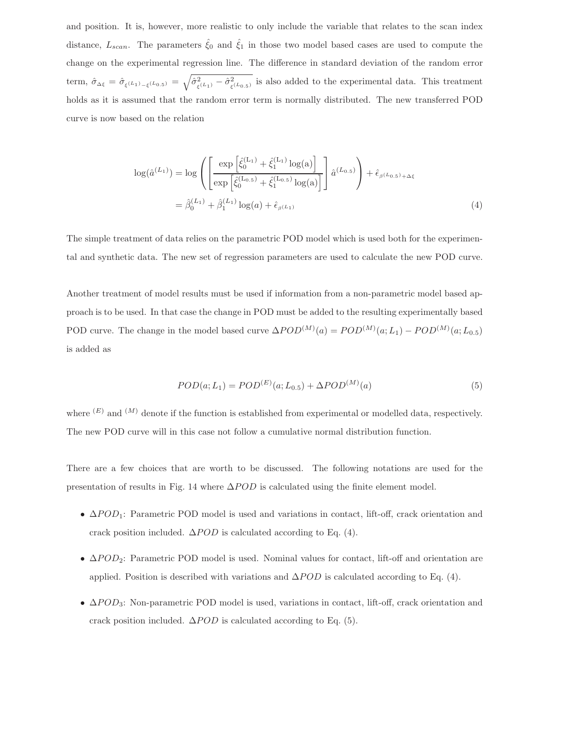and position. It is, however, more realistic to only include the variable that relates to the scan index distance, $L_{scan}$. The parameters $\hat{\xi}_0$ and $\hat{\xi}_1$ in those two model based cases are used to compute the change on the experimental regression line. The difference in standard deviation of the random error term, $\hat{\sigma}_{\Delta\xi} = \hat{\sigma}_{\xi^{(L_1)}-\xi^{(L_{0.5})}} = \sqrt{\hat{\sigma}^2_{\xi^{(L_1)}} - \hat{\sigma}^2_{\xi^{(L_{0.5})}}}$ is also added to the experimental data. This treatment holds as it is assumed that the random error term is normally distributed. The new transferred POD curve is now based on the relation

$$
\begin{aligned}
\log(\hat{a}^{(L_1)}) &= \log\left(\left[\frac{\exp\left[\hat{\xi}_0^{(\mathrm{L}_1)} + \hat{\xi}_1^{(\mathrm{L}_1)}\log(\mathrm{a})\right]}{\exp\left[\hat{\xi}_0^{(\mathrm{L}_{0.5})} + \hat{\xi}_1^{(\mathrm{L}_{0.5})}\log(\mathrm{a})\right]}\right]\hat{a}^{(L_{0.5})}\right) + \hat{\epsilon}_{\beta^{(L_{0.5})}+\Delta\xi} \\
&= \hat{\beta}_0^{(L_1)} + \hat{\beta}_1^{(L_1)}\log(a) + \hat{\epsilon}_{\beta^{(L_1)}}
\end{aligned}
\tag{4}
$$

The simple treatment of data relies on the parametric POD model which is used both for the experimental and synthetic data. The new set of regression parameters are used to calculate the new POD curve.

Another treatment of model results must be used if information from a non-parametric model based approach is to be used. In that case the change in POD must be added to the resulting experimentally based POD curve. The change in the model based curve $\Delta POD^{(M)}(a) = POD^{(M)}(a; L_1) - POD^{(M)}(a; L_{0.5})$ is added as

$$
POD(a; L_1) = POD^{(E)}(a; L_{0.5}) + \Delta POD^{(M)}(a) \tag{5}
$$

where $^{(E)}$ and $^{(M)}$ denote if the function is established from experimental or modelled data, respectively. The new POD curve will in this case not follow a cumulative normal distribution function.

There are a few choices that are worth to be discussed. The following notations are used for the presentation of results in Fig. 14 where $\Delta POD$ is calculated using the finite element model.

- $\Delta POD_1$: Parametric POD model is used and variations in contact, lift-off, crack orientation and crack position included. $\Delta POD$ is calculated according to Eq. (4).
- $\Delta POD_2$: Parametric POD model is used. Nominal values for contact, lift-off and orientation are applied. Position is described with variations and $\Delta POD$ is calculated according to Eq. (4).
- $\Delta POD_3$: Non-parametric POD model is used, variations in contact, lift-off, crack orientation and crack position included. $\Delta POD$ is calculated according to Eq. (5).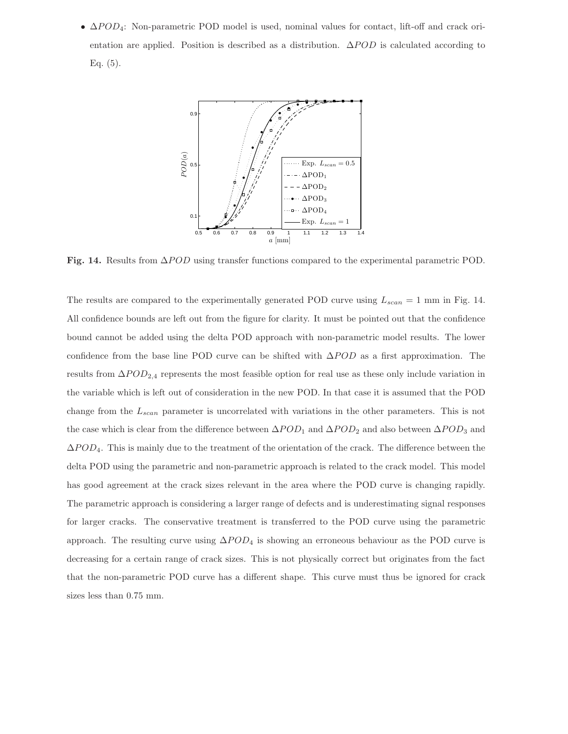- $\Delta POD_4$: Non-parametric POD model is used, nominal values for contact, lift-off and crack orientation are applied. Position is described as a distribution. $\Delta POD$ is calculated according to Eq. (5).

**Fig. 14.** Results from $\Delta POD$ using transfer functions compared to the experimental parametric POD.

The results are compared to the experimentally generated POD curve using $L_{scan} = 1$ mm in Fig. 14. All confidence bounds are left out from the figure for clarity. It must be pointed out that the confidence bound cannot be added using the delta POD approach with non-parametric model results. The lower confidence from the base line POD curve can be shifted with $\Delta POD$ as a first approximation. The results from $\Delta POD_{2,4}$ represents the most feasible option for real use as these only include variation in the variable which is left out of consideration in the new POD. In that case it is assumed that the POD change from the $L_{scan}$ parameter is uncorrelated with variations in the other parameters. This is not the case which is clear from the difference between $\Delta POD_1$ and $\Delta POD_2$ and also between $\Delta POD_3$ and $\Delta POD_4$. This is mainly due to the treatment of the orientation of the crack. The difference between the delta POD using the parametric and non-parametric approach is related to the crack model. This model has good agreement at the crack sizes relevant in the area where the POD curve is changing rapidly. The parametric approach is considering a larger range of defects and is underestimating signal responses for larger cracks. The conservative treatment is transferred to the POD curve using the parametric approach. The resulting curve using $\Delta POD_4$ is showing an erroneous behaviour as the POD curve is decreasing for a certain range of crack sizes. This is not physically correct but originates from the fact that the non-parametric POD curve has a different shape. This curve must thus be ignored for crack sizes less than 0.75 mm.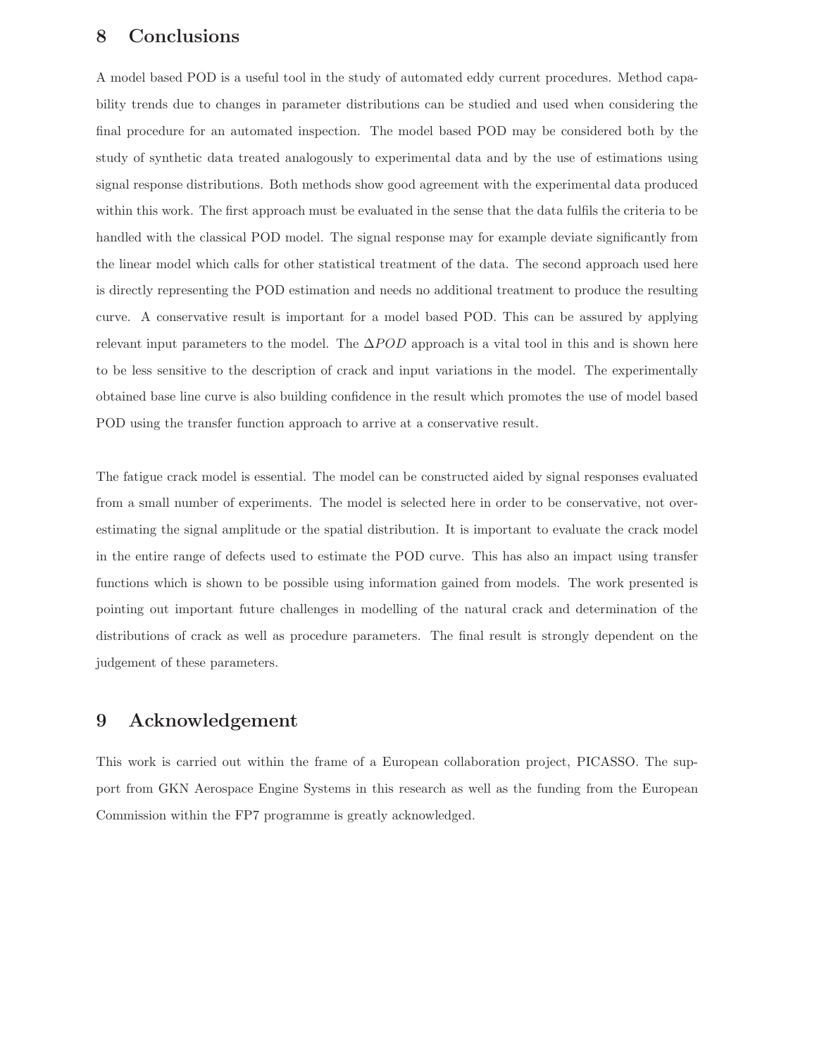## 8 Conclusions

A model based POD is a useful tool in the study of automated eddy current procedures. Method capability trends due to changes in parameter distributions can be studied and used when considering the final procedure for an automated inspection. The model based POD may be considered both by the study of synthetic data treated analogously to experimental data and by the use of estimations using signal response distributions. Both methods show good agreement with the experimental data produced within this work. The first approach must be evaluated in the sense that the data fulfils the criteria to be handled with the classical POD model. The signal response may for example deviate significantly from the linear model which calls for other statistical treatment of the data. The second approach used here is directly representing the POD estimation and needs no additional treatment to produce the resulting curve. A conservative result is important for a model based POD. This can be assured by applying relevant input parameters to the model. The $\Delta POD$ approach is a vital tool in this and is shown here to be less sensitive to the description of crack and input variations in the model. The experimentally obtained base line curve is also building confidence in the result which promotes the use of model based POD using the transfer function approach to arrive at a conservative result.

The fatigue crack model is essential. The model can be constructed aided by signal responses evaluated from a small number of experiments. The model is selected here in order to be conservative, not overestimating the signal amplitude or the spatial distribution. It is important to evaluate the crack model in the entire range of defects used to estimate the POD curve. This has also an impact using transfer functions which is shown to be possible using information gained from models. The work presented is pointing out important future challenges in modelling of the natural crack and determination of the distributions of crack as well as procedure parameters. The final result is strongly dependent on the judgement of these parameters.

## 9 Acknowledgement

This work is carried out within the frame of a European collaboration project, PICASSO. The support from GKN Aerospace Engine Systems in this research as well as the funding from the European Commission within the FP7 programme is greatly acknowledged.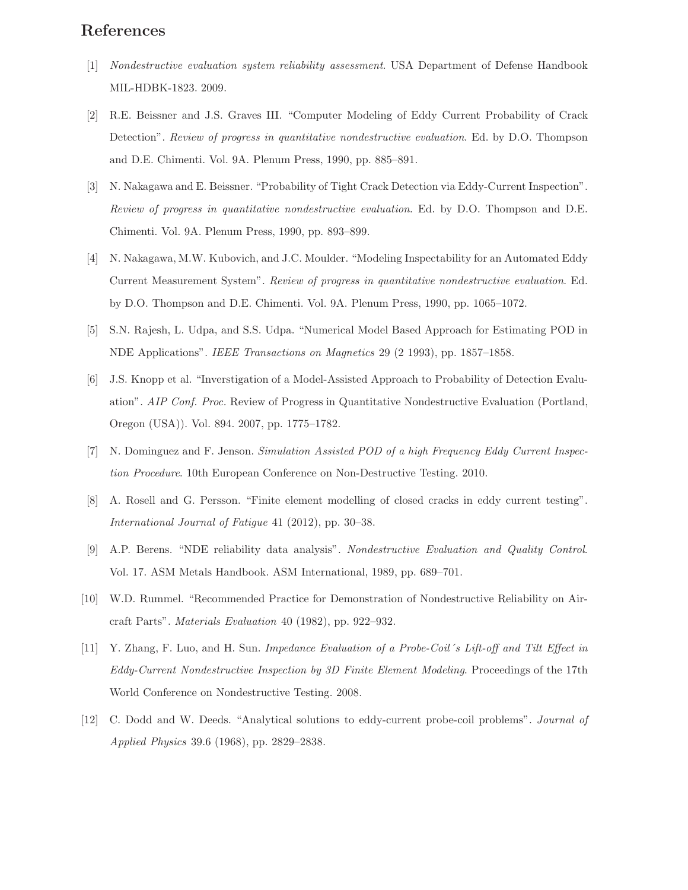# References

[1] *Nondestructive evaluation system reliability assessment*. USA Department of Defense Handbook MIL-HDBK-1823. 2009.

[2] R.E. Beissner and J.S. Graves III. “Computer Modeling of Eddy Current Probability of Crack Detection”. *Review of progress in quantitative nondestructive evaluation*. Ed. by D.O. Thompson and D.E. Chimenti. Vol. 9A. Plenum Press, 1990, pp. 885–891.

[3] N. Nakagawa and E. Beissner. “Probability of Tight Crack Detection via Eddy-Current Inspection”. *Review of progress in quantitative nondestructive evaluation*. Ed. by D.O. Thompson and D.E. Chimenti. Vol. 9A. Plenum Press, 1990, pp. 893–899.

[4] N. Nakagawa, M.W. Kubovich, and J.C. Moulder. “Modeling Inspectability for an Automated Eddy Current Measurement System”. *Review of progress in quantitative nondestructive evaluation*. Ed. by D.O. Thompson and D.E. Chimenti. Vol. 9A. Plenum Press, 1990, pp. 1065–1072.

[5] S.N. Rajesh, L. Udpa, and S.S. Udpa. “Numerical Model Based Approach for Estimating POD in NDE Applications”. *IEEE Transactions on Magnetics* 29 (2 1993), pp. 1857–1858.

[6] J.S. Knopp et al. “Inverstigation of a Model-Assisted Approach to Probability of Detection Evaluation”. *AIP Conf. Proc.* Review of Progress in Quantitative Nondestructive Evaluation (Portland, Oregon (USA)). Vol. 894. 2007, pp. 1775–1782.

[7] N. Dominguez and F. Jenson. *Simulation Assisted POD of a high Frequency Eddy Current Inspection Procedure*. 10th European Conference on Non-Destructive Testing. 2010.

[8] A. Rosell and G. Persson. “Finite element modelling of closed cracks in eddy current testing”. *International Journal of Fatigue* 41 (2012), pp. 30–38.

[9] A.P. Berens. “NDE reliability data analysis”. *Nondestructive Evaluation and Quality Control*. Vol. 17. ASM Metals Handbook. ASM International, 1989, pp. 689–701.

[10] W.D. Rummel. “Recommended Practice for Demonstration of Nondestructive Reliability on Aircraft Parts”. *Materials Evaluation* 40 (1982), pp. 922–932.

[11] Y. Zhang, F. Luo, and H. Sun. *Impedance Evaluation of a Probe-Coil´s Lift-off and Tilt Effect in Eddy-Current Nondestructive Inspection by 3D Finite Element Modeling*. Proceedings of the 17th World Conference on Nondestructive Testing. 2008.

[12] C. Dodd and W. Deeds. “Analytical solutions to eddy-current probe-coil problems”. *Journal of Applied Physics* 39.6 (1968), pp. 2829–2838.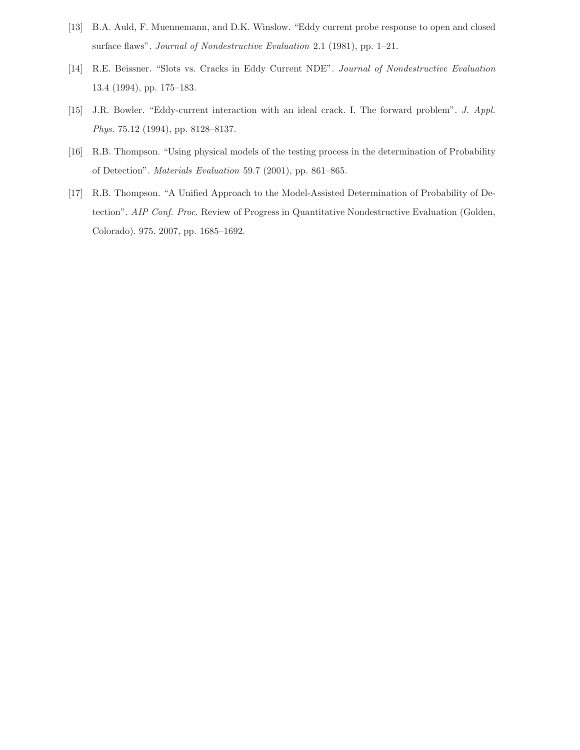[13] B.A. Auld, F. Muennemann, and D.K. Winslow. "Eddy current probe response to open and closed surface flaws". *Journal of Nondestructive Evaluation* 2.1 (1981), pp. 1–21.

[14] R.E. Beissner. "Slots vs. Cracks in Eddy Current NDE". *Journal of Nondestructive Evaluation* 13.4 (1994), pp. 175–183.

[15] J.R. Bowler. "Eddy-current interaction with an ideal crack. I. The forward problem". *J. Appl. Phys.* 75.12 (1994), pp. 8128–8137.

[16] R.B. Thompson. "Using physical models of the testing process in the determination of Probability of Detection". *Materials Evaluation* 59.7 (2001), pp. 861–865.

[17] R.B. Thompson. "A Unified Approach to the Model-Assisted Determination of Probability of Detection". *AIP Conf. Proc.* Review of Progress in Quantitative Nondestructive Evaluation (Golden, Colorado). 975. 2007, pp. 1685–1692.